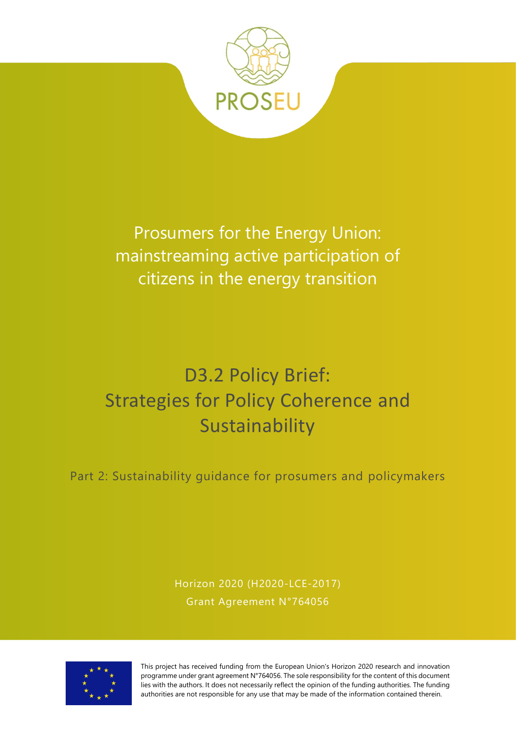PROSEU

# Prosumers for the Energy Union: mainstreaming active participation of citizens in the energy transition

## D3.2 Policy Brief: Strategies for Policy Coherence and Sustainability

Part 2: Sustainability guidance for prosumers and policymakers

Horizon 2020 (H2020-LCE-2017)
Grant Agreement N°764056

This project has received funding from the European Union's Horizon 2020 research and innovation programme under grant agreement N°764056. The sole responsibility for the content of this document lies with the authors. It does not necessarily reflect the opinion of the funding authorities. The funding authorities are not responsible for any use that may be made of the information contained therein.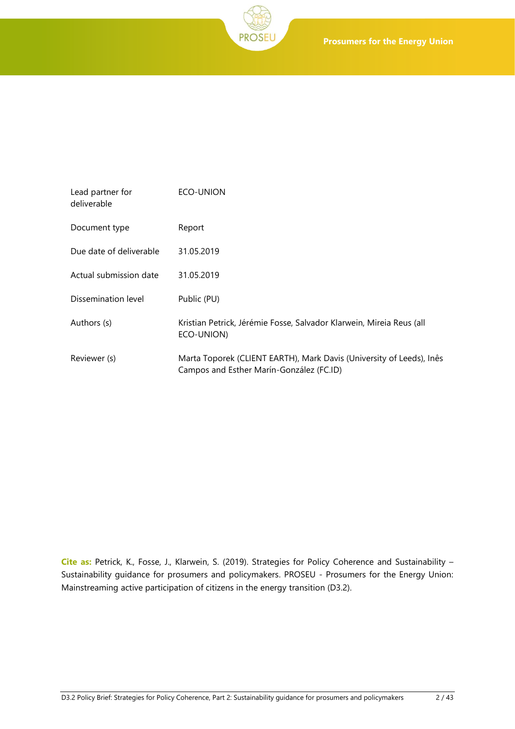| | |
|---|---|
| Lead partner for deliverable | ECO-UNION |
| Document type | Report |
| Due date of deliverable | 31.05.2019 |
| Actual submission date | 31.05.2019 |
| Dissemination level | Public (PU) |
| Authors (s) | Kristian Petrick, Jérémie Fosse, Salvador Klarwein, Mireia Reus (all ECO-UNION) |
| Reviewer (s) | Marta Toporek (CLIENT EARTH), Mark Davis (University of Leeds), Inês Campos and Esther Marín-González (FC.ID) |

**Cite as:** Petrick, K., Fosse, J., Klarwein, S. (2019). Strategies for Policy Coherence and Sustainability – Sustainability guidance for prosumers and policymakers. PROSEU - Prosumers for the Energy Union: Mainstreaming active participation of citizens in the energy transition (D3.2).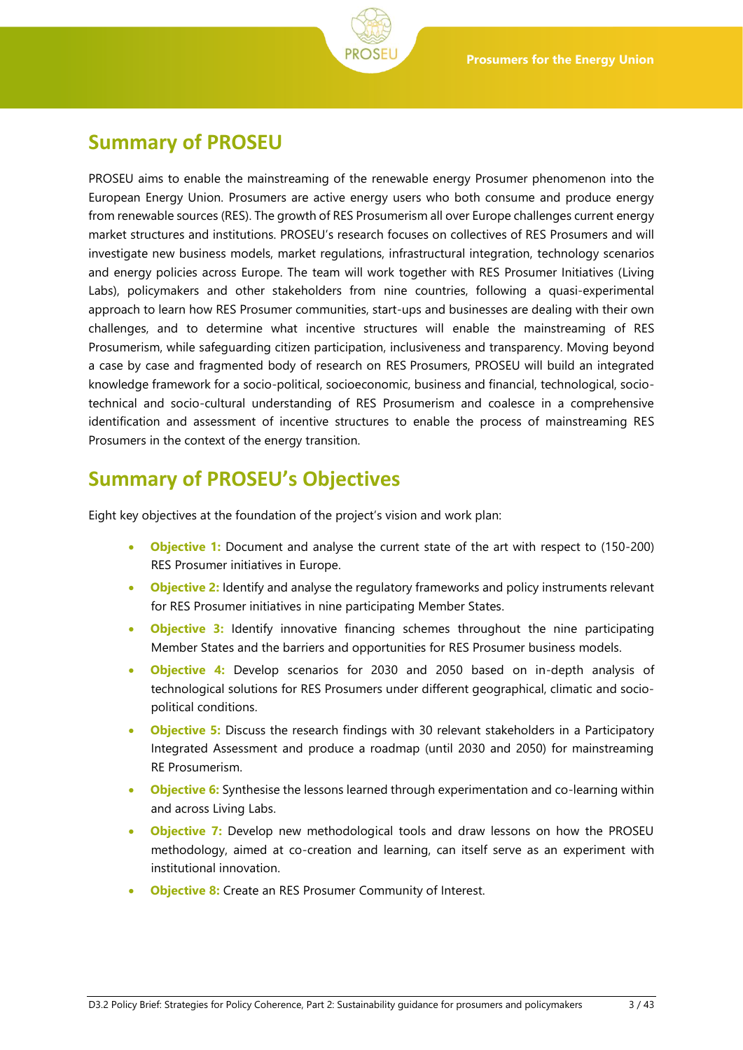## Summary of PROSEU

PROSEU aims to enable the mainstreaming of the renewable energy Prosumer phenomenon into the European Energy Union. Prosumers are active energy users who both consume and produce energy from renewable sources (RES). The growth of RES Prosumerism all over Europe challenges current energy market structures and institutions. PROSEU's research focuses on collectives of RES Prosumers and will investigate new business models, market regulations, infrastructural integration, technology scenarios and energy policies across Europe. The team will work together with RES Prosumer Initiatives (Living Labs), policymakers and other stakeholders from nine countries, following a quasi-experimental approach to learn how RES Prosumer communities, start-ups and businesses are dealing with their own challenges, and to determine what incentive structures will enable the mainstreaming of RES Prosumerism, while safeguarding citizen participation, inclusiveness and transparency. Moving beyond a case by case and fragmented body of research on RES Prosumers, PROSEU will build an integrated knowledge framework for a socio-political, socioeconomic, business and financial, technological, socio-technical and socio-cultural understanding of RES Prosumerism and coalesce in a comprehensive identification and assessment of incentive structures to enable the process of mainstreaming RES Prosumers in the context of the energy transition.

## Summary of PROSEU's Objectives

Eight key objectives at the foundation of the project's vision and work plan:

- **Objective 1:** Document and analyse the current state of the art with respect to (150-200) RES Prosumer initiatives in Europe.
- **Objective 2:** Identify and analyse the regulatory frameworks and policy instruments relevant for RES Prosumer initiatives in nine participating Member States.
- **Objective 3:** Identify innovative financing schemes throughout the nine participating Member States and the barriers and opportunities for RES Prosumer business models.
- **Objective 4:** Develop scenarios for 2030 and 2050 based on in-depth analysis of technological solutions for RES Prosumers under different geographical, climatic and socio-political conditions.
- **Objective 5:** Discuss the research findings with 30 relevant stakeholders in a Participatory Integrated Assessment and produce a roadmap (until 2030 and 2050) for mainstreaming RE Prosumerism.
- **Objective 6:** Synthesise the lessons learned through experimentation and co-learning within and across Living Labs.
- **Objective 7:** Develop new methodological tools and draw lessons on how the PROSEU methodology, aimed at co-creation and learning, can itself serve as an experiment with institutional innovation.
- **Objective 8:** Create an RES Prosumer Community of Interest.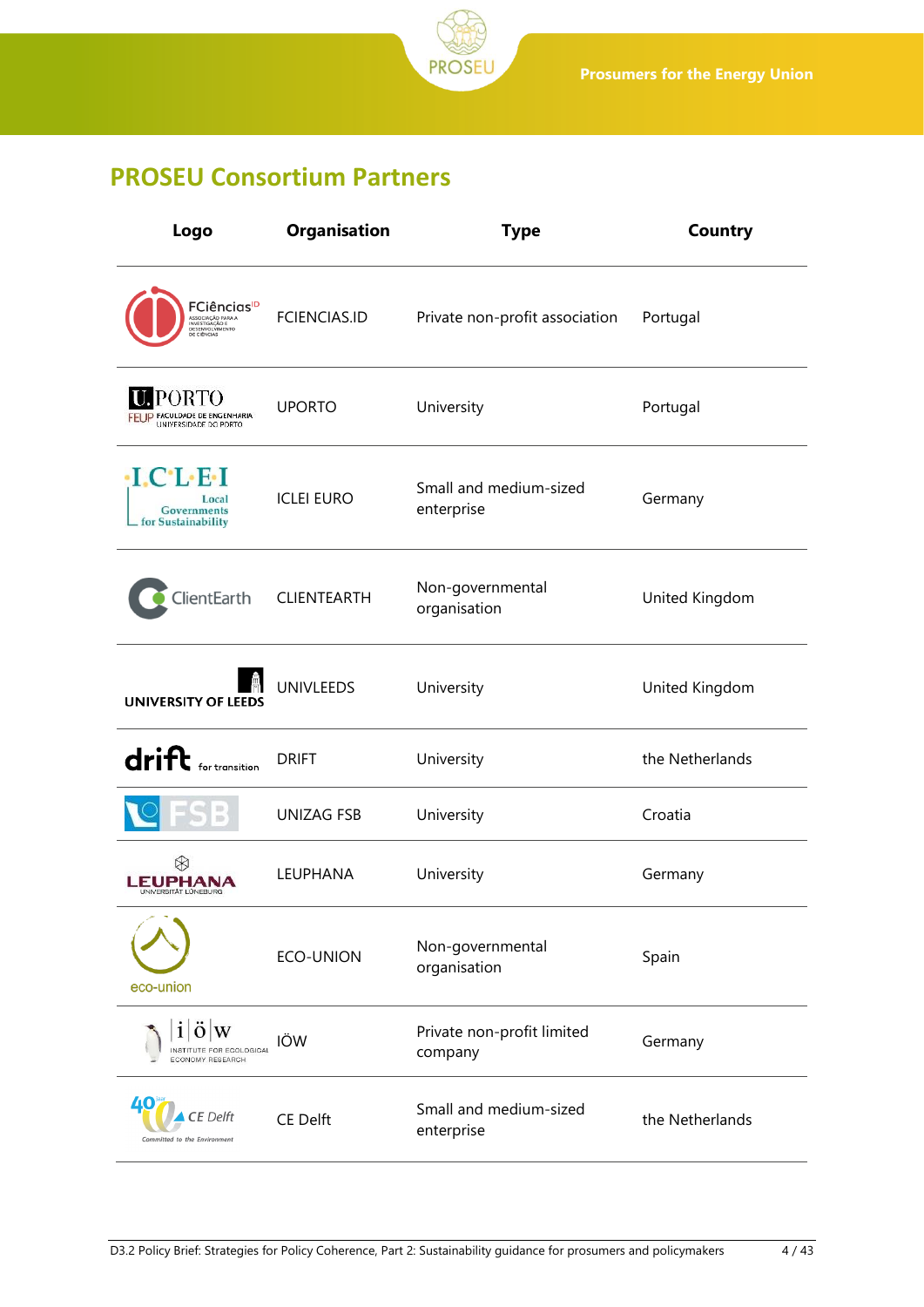## PROSEU Consortium Partners

| Logo | Organisation | Type | Country |
|---|---|---|---|
| FCiências ID | FCIENCIAS.ID | Private non-profit association | Portugal |
| U.PORTO FEUP | UPORTO | University | Portugal |
| ICLEI Local Governments for Sustainability | ICLEI EURO | Small and medium-sized enterprise | Germany |
| ClientEarth | CLIENTEARTH | Non-governmental organisation | United Kingdom |
| UNIVERSITY OF LEEDS | UNIVLEEDS | University | United Kingdom |
| drift for transition | DRIFT | University | the Netherlands |
| FSB | UNIZAG FSB | University | Croatia |
| LEUPHANA UNIVERSITÄT LÜNEBURG | LEUPHANA | University | Germany |
| eco-union | ECO-UNION | Non-governmental organisation | Spain |
| iöw INSTITUTE FOR ECOLOGICAL ECONOMY RESEARCH | IÖW | Private non-profit limited company | Germany |
| CE Delft | CE Delft | Small and medium-sized enterprise | the Netherlands |

D3.2 Policy Brief: Strategies for Policy Coherence, Part 2: Sustainability guidance for prosumers and policymakers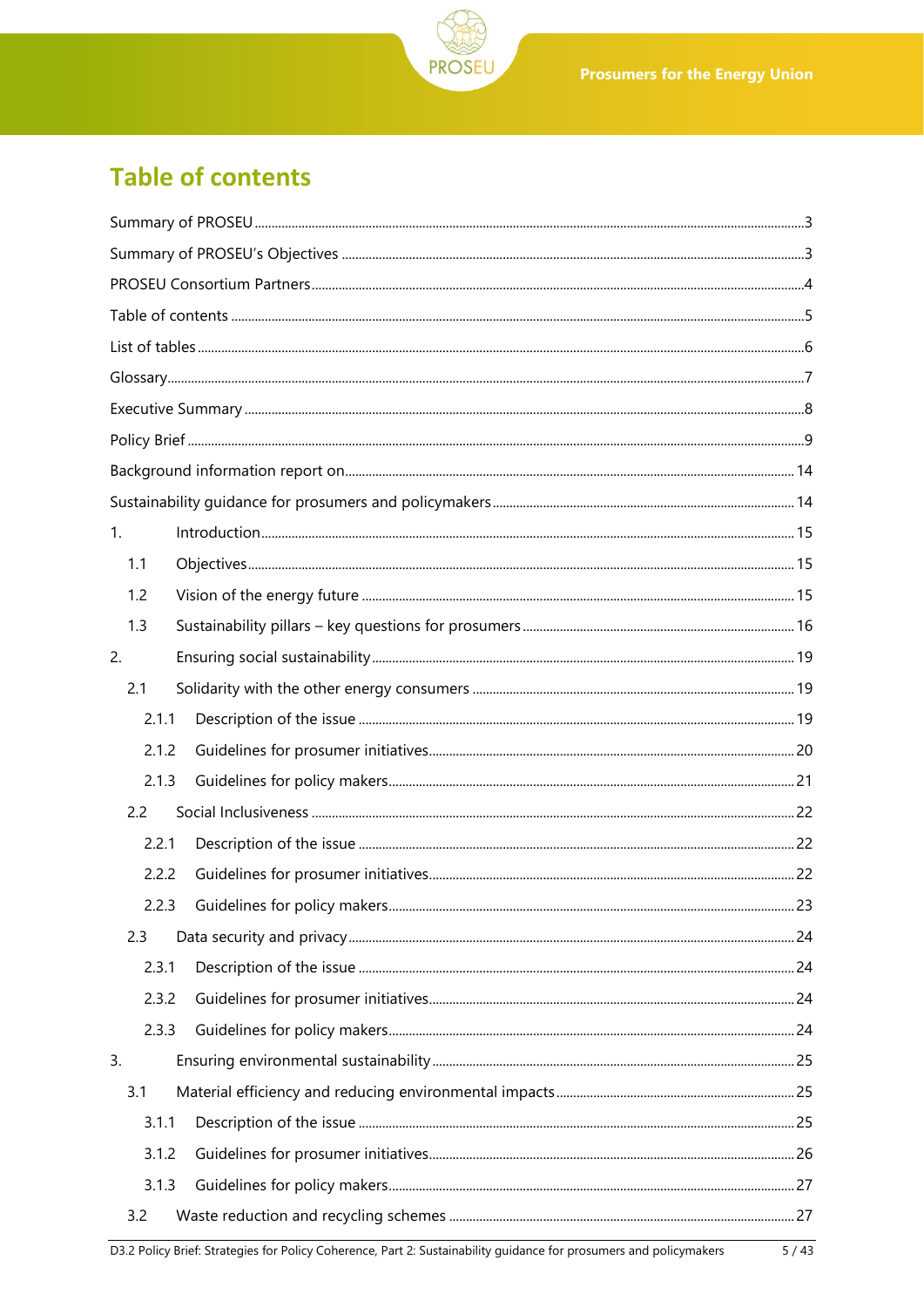# Table of contents

Summary of PROSEU ....................................................................................................................................3

Summary of PROSEU's Objectives .........................................................................................................3

PROSEU Consortium Partners..................................................................................................................4

Table of contents ..........................................................................................................................................5

List of tables .....................................................................................................................................................6

Glossary............................................................................................................................................................7

Executive Summary ......................................................................................................................................8

Policy Brief .......................................................................................................................................................9

Background information report on.......................................................................................................14

Sustainability guidance for prosumers and policymakers ...........................................................14

1. Introduction..............................................................................................................................................15
   - 1.1 Objectives........................................................................................................................................15
   - 1.2 Vision of the energy future ......................................................................................................15
   - 1.3 Sustainability pillars – key questions for prosumers .....................................................16

2. Ensuring social sustainability .............................................................................................................19
   - 2.1 Solidarity with the other energy consumers ...................................................................19
     - 2.1.1 Description of the issue ...................................................................................................19
     - 2.1.2 Guidelines for prosumer initiatives.............................................................................20
     - 2.1.3 Guidelines for policy makers.........................................................................................21
   - 2.2 Social Inclusiveness ....................................................................................................................22
     - 2.2.1 Description of the issue ...................................................................................................22
     - 2.2.2 Guidelines for prosumer initiatives.............................................................................22
     - 2.2.3 Guidelines for policy makers.........................................................................................23
   - 2.3 Data security and privacy.........................................................................................................24
     - 2.3.1 Description of the issue ...................................................................................................24
     - 2.3.2 Guidelines for prosumer initiatives.............................................................................24
     - 2.3.3 Guidelines for policy makers.........................................................................................24

3. Ensuring environmental sustainability............................................................................................25
   - 3.1 Material efficiency and reducing environmental impacts ..........................................25
     - 3.1.1 Description of the issue ...................................................................................................25
     - 3.1.2 Guidelines for prosumer initiatives.............................................................................26
     - 3.1.3 Guidelines for policy makers.........................................................................................27
   - 3.2 Waste reduction and recycling schemes ............................................................................27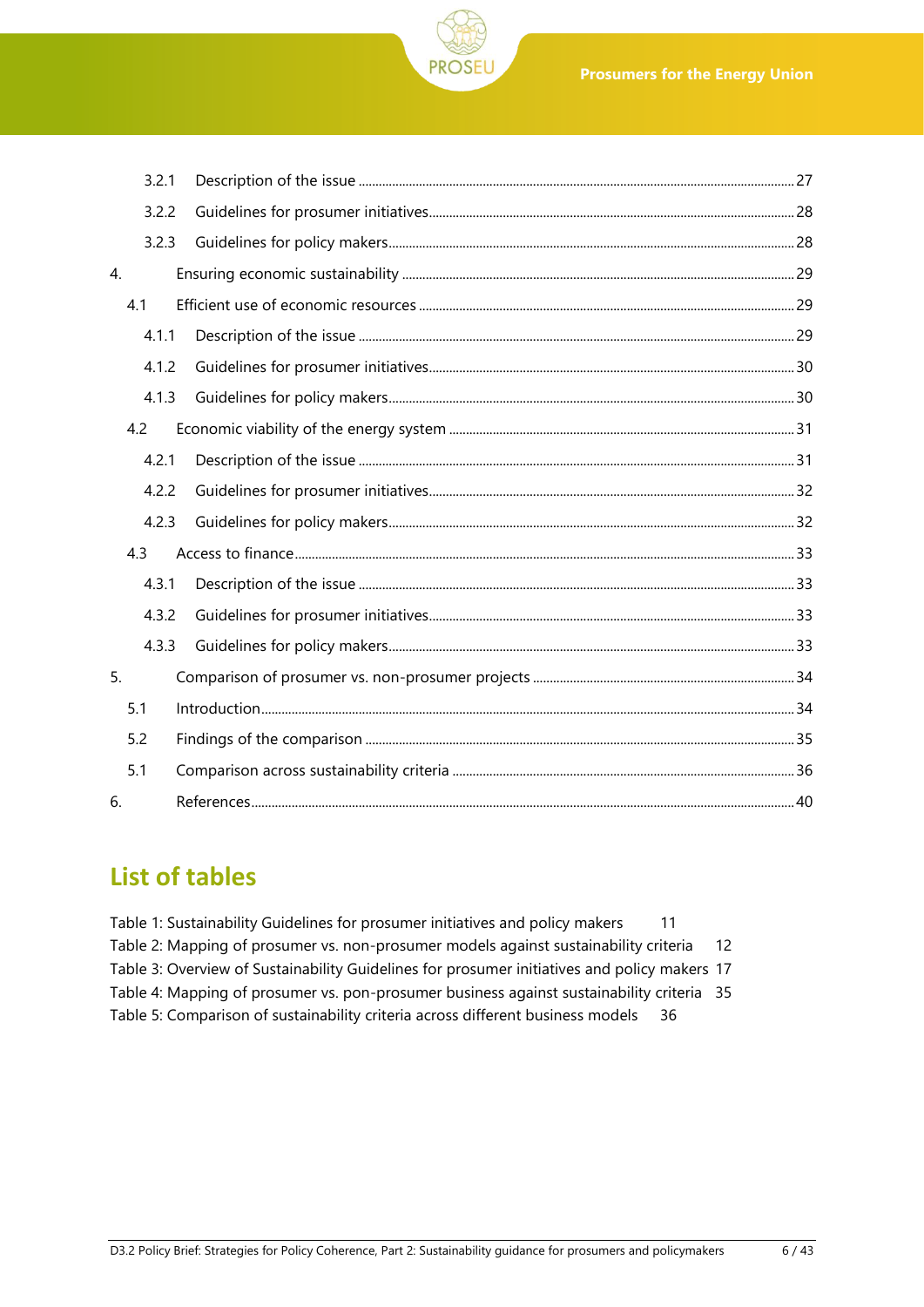- 3.2.1 Description of the issue ..... 27
- 3.2.2 Guidelines for prosumer initiatives ..... 28
- 3.2.3 Guidelines for policy makers ..... 28

4. Ensuring economic sustainability ..... 29
   - 4.1 Efficient use of economic resources ..... 29
     - 4.1.1 Description of the issue ..... 29
     - 4.1.2 Guidelines for prosumer initiatives ..... 30
     - 4.1.3 Guidelines for policy makers ..... 30
   - 4.2 Economic viability of the energy system ..... 31
     - 4.2.1 Description of the issue ..... 31
     - 4.2.2 Guidelines for prosumer initiatives ..... 32
     - 4.2.3 Guidelines for policy makers ..... 32
   - 4.3 Access to finance ..... 33
     - 4.3.1 Description of the issue ..... 33
     - 4.3.2 Guidelines for prosumer initiatives ..... 33
     - 4.3.3 Guidelines for policy makers ..... 33
5. Comparison of prosumer vs. non-prosumer projects ..... 34
   - 5.1 Introduction ..... 34
   - 5.2 Findings of the comparison ..... 35
   - 5.1 Comparison across sustainability criteria ..... 36
6. References ..... 40

## List of tables

Table 1: Sustainability Guidelines for prosumer initiatives and policy makers 11
Table 2: Mapping of prosumer vs. non-prosumer models against sustainability criteria 12
Table 3: Overview of Sustainability Guidelines for prosumer initiatives and policy makers 17
Table 4: Mapping of prosumer vs. pon-prosumer business against sustainability criteria 35
Table 5: Comparison of sustainability criteria across different business models 36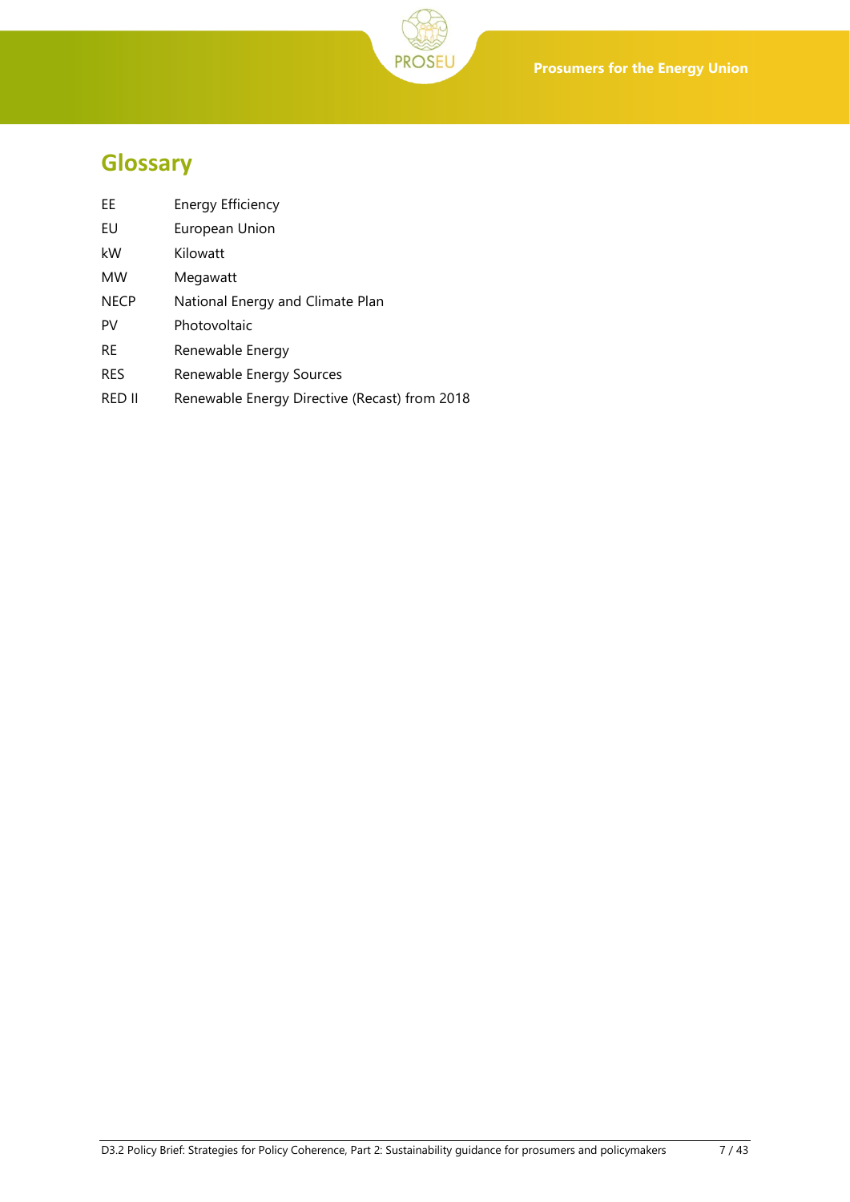# Glossary

| | |
|---|---|
| EE | Energy Efficiency |
| EU | European Union |
| kW | Kilowatt |
| MW | Megawatt |
| NECP | National Energy and Climate Plan |
| PV | Photovoltaic |
| RE | Renewable Energy |
| RES | Renewable Energy Sources |
| RED II | Renewable Energy Directive (Recast) from 2018 |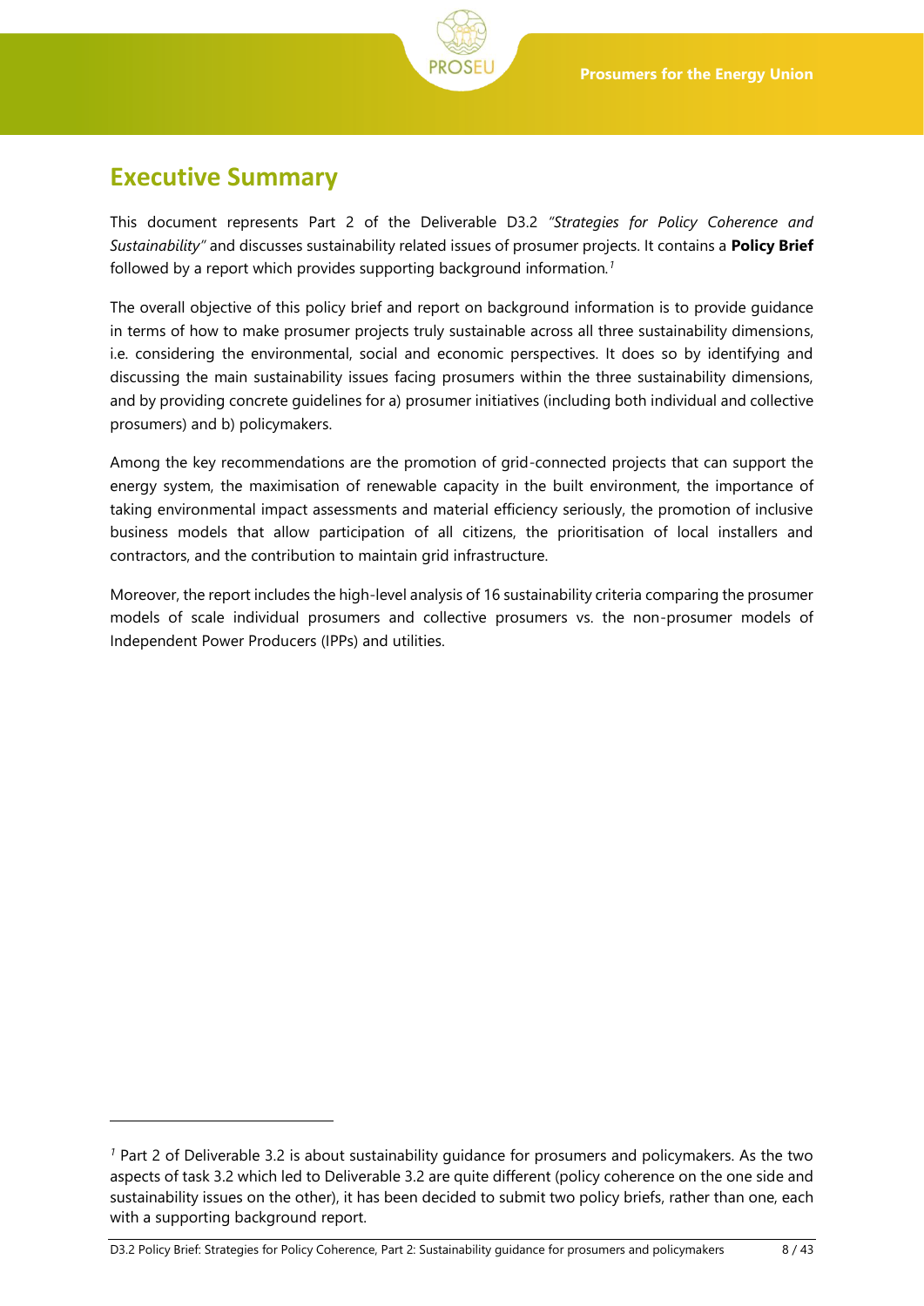# Executive Summary

This document represents Part 2 of the Deliverable D3.2 *"Strategies for Policy Coherence and Sustainability"* and discusses sustainability related issues of prosumer projects. It contains a **Policy Brief** followed by a report which provides supporting background information.[1]

The overall objective of this policy brief and report on background information is to provide guidance in terms of how to make prosumer projects truly sustainable across all three sustainability dimensions, i.e. considering the environmental, social and economic perspectives. It does so by identifying and discussing the main sustainability issues facing prosumers within the three sustainability dimensions, and by providing concrete guidelines for a) prosumer initiatives (including both individual and collective prosumers) and b) policymakers.

Among the key recommendations are the promotion of grid-connected projects that can support the energy system, the maximisation of renewable capacity in the built environment, the importance of taking environmental impact assessments and material efficiency seriously, the promotion of inclusive business models that allow participation of all citizens, the prioritisation of local installers and contractors, and the contribution to maintain grid infrastructure.

Moreover, the report includes the high-level analysis of 16 sustainability criteria comparing the prosumer models of scale individual prosumers and collective prosumers vs. the non-prosumer models of Independent Power Producers (IPPs) and utilities.

---

[1] Part 2 of Deliverable 3.2 is about sustainability guidance for prosumers and policymakers. As the two aspects of task 3.2 which led to Deliverable 3.2 are quite different (policy coherence on the one side and sustainability issues on the other), it has been decided to submit two policy briefs, rather than one, each with a supporting background report.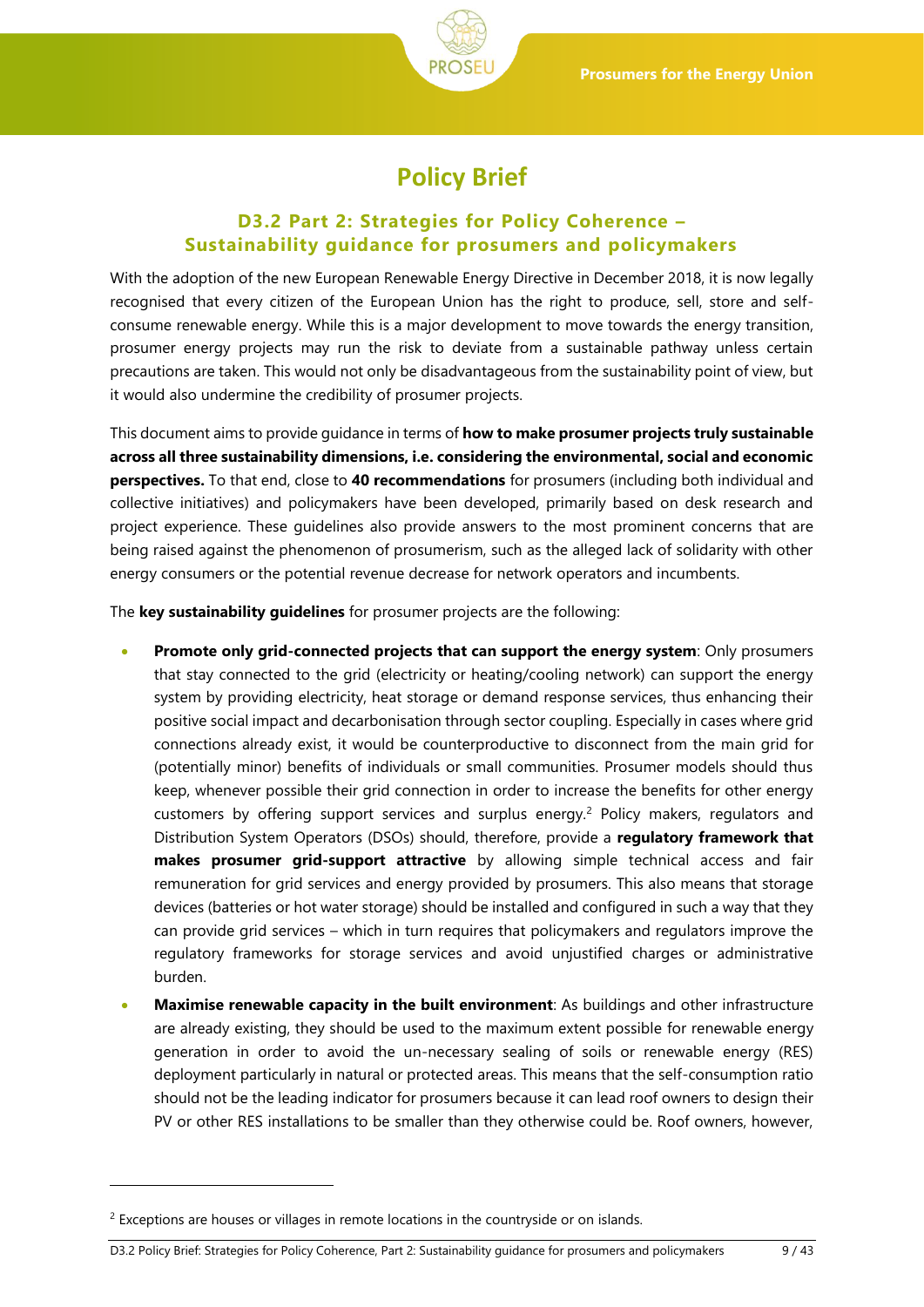# Policy Brief

## D3.2 Part 2: Strategies for Policy Coherence – Sustainability guidance for prosumers and policymakers

With the adoption of the new European Renewable Energy Directive in December 2018, it is now legally recognised that every citizen of the European Union has the right to produce, sell, store and self-consume renewable energy. While this is a major development to move towards the energy transition, prosumer energy projects may run the risk to deviate from a sustainable pathway unless certain precautions are taken. This would not only be disadvantageous from the sustainability point of view, but it would also undermine the credibility of prosumer projects.

This document aims to provide guidance in terms of **how to make prosumer projects truly sustainable across all three sustainability dimensions, i.e. considering the environmental, social and economic perspectives.** To that end, close to **40 recommendations** for prosumers (including both individual and collective initiatives) and policymakers have been developed, primarily based on desk research and project experience. These guidelines also provide answers to the most prominent concerns that are being raised against the phenomenon of prosumerism, such as the alleged lack of solidarity with other energy consumers or the potential revenue decrease for network operators and incumbents.

The **key sustainability guidelines** for prosumer projects are the following:

- **Promote only grid-connected projects that can support the energy system**: Only prosumers that stay connected to the grid (electricity or heating/cooling network) can support the energy system by providing electricity, heat storage or demand response services, thus enhancing their positive social impact and decarbonisation through sector coupling. Especially in cases where grid connections already exist, it would be counterproductive to disconnect from the main grid for (potentially minor) benefits of individuals or small communities. Prosumer models should thus keep, whenever possible their grid connection in order to increase the benefits for other energy customers by offering support services and surplus energy.[2] Policy makers, regulators and Distribution System Operators (DSOs) should, therefore, provide a **regulatory framework that makes prosumer grid-support attractive** by allowing simple technical access and fair remuneration for grid services and energy provided by prosumers. This also means that storage devices (batteries or hot water storage) should be installed and configured in such a way that they can provide grid services – which in turn requires that policymakers and regulators improve the regulatory frameworks for storage services and avoid unjustified charges or administrative burden.
- **Maximise renewable capacity in the built environment**: As buildings and other infrastructure are already existing, they should be used to the maximum extent possible for renewable energy generation in order to avoid the un-necessary sealing of soils or renewable energy (RES) deployment particularly in natural or protected areas. This means that the self-consumption ratio should not be the leading indicator for prosumers because it can lead roof owners to design their PV or other RES installations to be smaller than they otherwise could be. Roof owners, however,

[2] Exceptions are houses or villages in remote locations in the countryside or on islands.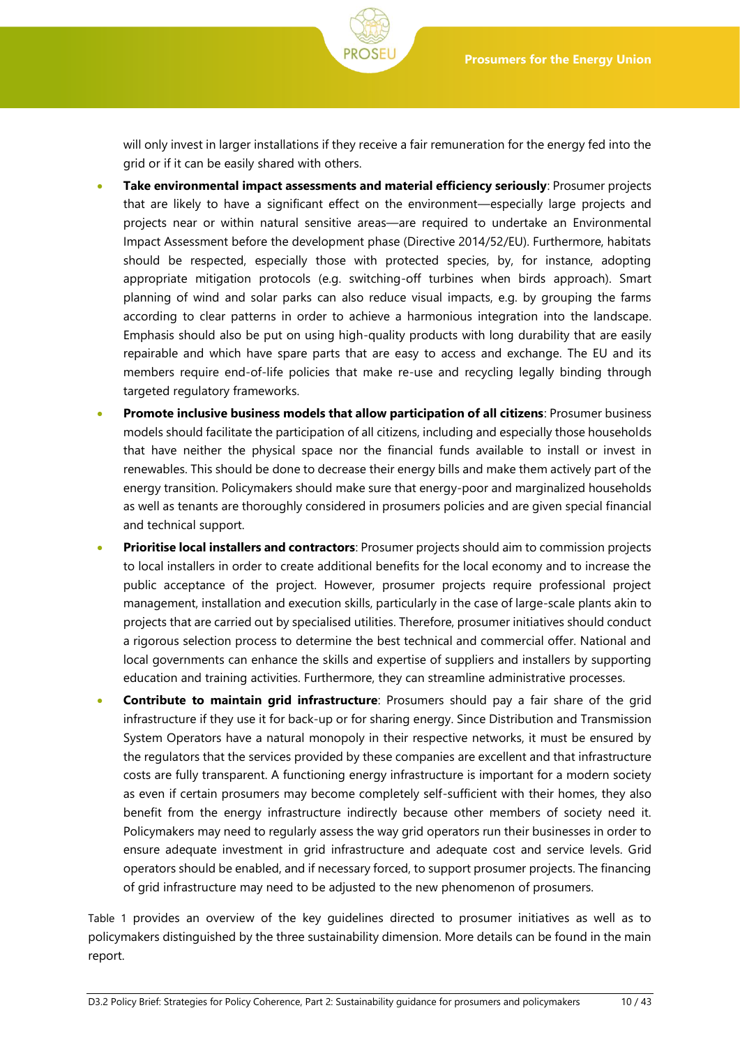will only invest in larger installations if they receive a fair remuneration for the energy fed into the grid or if it can be easily shared with others.

- **Take environmental impact assessments and material efficiency seriously**: Prosumer projects that are likely to have a significant effect on the environment—especially large projects and projects near or within natural sensitive areas—are required to undertake an Environmental Impact Assessment before the development phase (Directive 2014/52/EU). Furthermore, habitats should be respected, especially those with protected species, by, for instance, adopting appropriate mitigation protocols (e.g. switching-off turbines when birds approach). Smart planning of wind and solar parks can also reduce visual impacts, e.g. by grouping the farms according to clear patterns in order to achieve a harmonious integration into the landscape. Emphasis should also be put on using high-quality products with long durability that are easily repairable and which have spare parts that are easy to access and exchange. The EU and its members require end-of-life policies that make re-use and recycling legally binding through targeted regulatory frameworks.
- **Promote inclusive business models that allow participation of all citizens**: Prosumer business models should facilitate the participation of all citizens, including and especially those households that have neither the physical space nor the financial funds available to install or invest in renewables. This should be done to decrease their energy bills and make them actively part of the energy transition. Policymakers should make sure that energy-poor and marginalized households as well as tenants are thoroughly considered in prosumers policies and are given special financial and technical support.
- **Prioritise local installers and contractors**: Prosumer projects should aim to commission projects to local installers in order to create additional benefits for the local economy and to increase the public acceptance of the project. However, prosumer projects require professional project management, installation and execution skills, particularly in the case of large-scale plants akin to projects that are carried out by specialised utilities. Therefore, prosumer initiatives should conduct a rigorous selection process to determine the best technical and commercial offer. National and local governments can enhance the skills and expertise of suppliers and installers by supporting education and training activities. Furthermore, they can streamline administrative processes.
- **Contribute to maintain grid infrastructure**: Prosumers should pay a fair share of the grid infrastructure if they use it for back-up or for sharing energy. Since Distribution and Transmission System Operators have a natural monopoly in their respective networks, it must be ensured by the regulators that the services provided by these companies are excellent and that infrastructure costs are fully transparent. A functioning energy infrastructure is important for a modern society as even if certain prosumers may become completely self-sufficient with their homes, they also benefit from the energy infrastructure indirectly because other members of society need it. Policymakers may need to regularly assess the way grid operators run their businesses in order to ensure adequate investment in grid infrastructure and adequate cost and service levels. Grid operators should be enabled, and if necessary forced, to support prosumer projects. The financing of grid infrastructure may need to be adjusted to the new phenomenon of prosumers.

Table 1 provides an overview of the key guidelines directed to prosumer initiatives as well as to policymakers distinguished by the three sustainability dimension. More details can be found in the main report.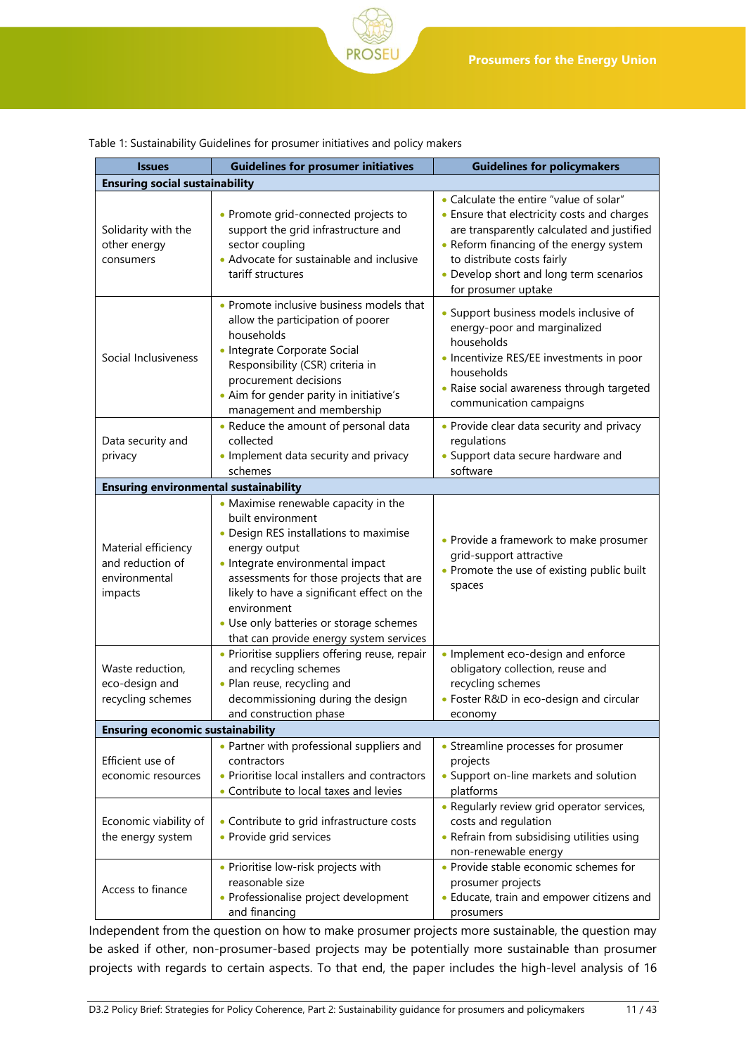Table 1: Sustainability Guidelines for prosumer initiatives and policy makers

| Issues | Guidelines for prosumer initiatives | Guidelines for policymakers |
|---|---|---|
| **Ensuring social sustainability** | | |
| Solidarity with the other energy consumers | • Promote grid-connected projects to support the grid infrastructure and sector coupling<br>• Advocate for sustainable and inclusive tariff structures | • Calculate the entire "value of solar"<br>• Ensure that electricity costs and charges are transparently calculated and justified<br>• Reform financing of the energy system to distribute costs fairly<br>• Develop short and long term scenarios for prosumer uptake |
| Social Inclusiveness | • Promote inclusive business models that allow the participation of poorer households<br>• Integrate Corporate Social Responsibility (CSR) criteria in procurement decisions<br>• Aim for gender parity in initiative's management and membership | • Support business models inclusive of energy-poor and marginalized households<br>• Incentivize RES/EE investments in poor households<br>• Raise social awareness through targeted communication campaigns |
| Data security and privacy | • Reduce the amount of personal data collected<br>• Implement data security and privacy schemes | • Provide clear data security and privacy regulations<br>• Support data secure hardware and software |
| **Ensuring environmental sustainability** | | |
| Material efficiency and reduction of environmental impacts | • Maximise renewable capacity in the built environment<br>• Design RES installations to maximise energy output<br>• Integrate environmental impact assessments for those projects that are likely to have a significant effect on the environment<br>• Use only batteries or storage schemes that can provide energy system services | • Provide a framework to make prosumer grid-support attractive<br>• Promote the use of existing public built spaces |
| Waste reduction, eco-design and recycling schemes | • Prioritise suppliers offering reuse, repair and recycling schemes<br>• Plan reuse, recycling and decommissioning during the design and construction phase | • Implement eco-design and enforce obligatory collection, reuse and recycling schemes<br>• Foster R&D in eco-design and circular economy |
| **Ensuring economic sustainability** | | |
| Efficient use of economic resources | • Partner with professional suppliers and contractors<br>• Prioritise local installers and contractors<br>• Contribute to local taxes and levies | • Streamline processes for prosumer projects<br>• Support on-line markets and solution platforms |
| Economic viability of the energy system | • Contribute to grid infrastructure costs<br>• Provide grid services | • Regularly review grid operator services, costs and regulation<br>• Refrain from subsidising utilities using non-renewable energy |
| Access to finance | • Prioritise low-risk projects with reasonable size<br>• Professionalise project development and financing | • Provide stable economic schemes for prosumer projects<br>• Educate, train and empower citizens and prosumers |

Independent from the question on how to make prosumer projects more sustainable, the question may be asked if other, non-prosumer-based projects may be potentially more sustainable than prosumer projects with regards to certain aspects. To that end, the paper includes the high-level analysis of 16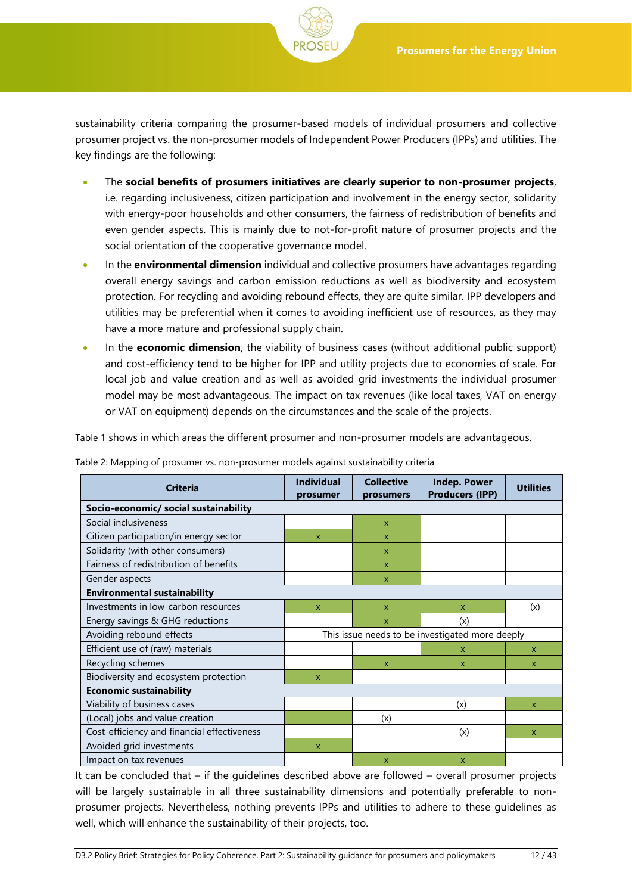sustainability criteria comparing the prosumer-based models of individual prosumers and collective prosumer project vs. the non-prosumer models of Independent Power Producers (IPPs) and utilities. The key findings are the following:

- The **social benefits of prosumers initiatives are clearly superior to non-prosumer projects**, i.e. regarding inclusiveness, citizen participation and involvement in the energy sector, solidarity with energy-poor households and other consumers, the fairness of redistribution of benefits and even gender aspects. This is mainly due to not-for-profit nature of prosumer projects and the social orientation of the cooperative governance model.
- In the **environmental dimension** individual and collective prosumers have advantages regarding overall energy savings and carbon emission reductions as well as biodiversity and ecosystem protection. For recycling and avoiding rebound effects, they are quite similar. IPP developers and utilities may be preferential when it comes to avoiding inefficient use of resources, as they may have a more mature and professional supply chain.
- In the **economic dimension**, the viability of business cases (without additional public support) and cost-efficiency tend to be higher for IPP and utility projects due to economies of scale. For local job and value creation and as well as avoided grid investments the individual prosumer model may be most advantageous. The impact on tax revenues (like local taxes, VAT on energy or VAT on equipment) depends on the circumstances and the scale of the projects.

Table 1 shows in which areas the different prosumer and non-prosumer models are advantageous.

Table 2: Mapping of prosumer vs. non-prosumer models against sustainability criteria

| Criteria | Individual prosumer | Collective prosumers | Indep. Power Producers (IPP) | Utilities |
|---|---|---|---|---|
| **Socio-economic/ social sustainability** | | | | |
| Social inclusiveness | | x | | |
| Citizen participation/in energy sector | x | x | | |
| Solidarity (with other consumers) | | x | | |
| Fairness of redistribution of benefits | | x | | |
| Gender aspects | | x | | |
| **Environmental sustainability** | | | | |
| Investments in low-carbon resources | x | x | x | (x) |
| Energy savings & GHG reductions | | x | (x) | |
| Avoiding rebound effects | This issue needs to be investigated more deeply | | | |
| Efficient use of (raw) materials | | | x | x |
| Recycling schemes | | x | x | x |
| Biodiversity and ecosystem protection | x | | | |
| **Economic sustainability** | | | | |
| Viability of business cases | | | (x) | x |
| (Local) jobs and value creation | | (x) | | |
| Cost-efficiency and financial effectiveness | | | (x) | x |
| Avoided grid investments | x | | | |
| Impact on tax revenues | | x | x | |

It can be concluded that – if the guidelines described above are followed – overall prosumer projects will be largely sustainable in all three sustainability dimensions and potentially preferable to non-prosumer projects. Nevertheless, nothing prevents IPPs and utilities to adhere to these guidelines as well, which will enhance the sustainability of their projects, too.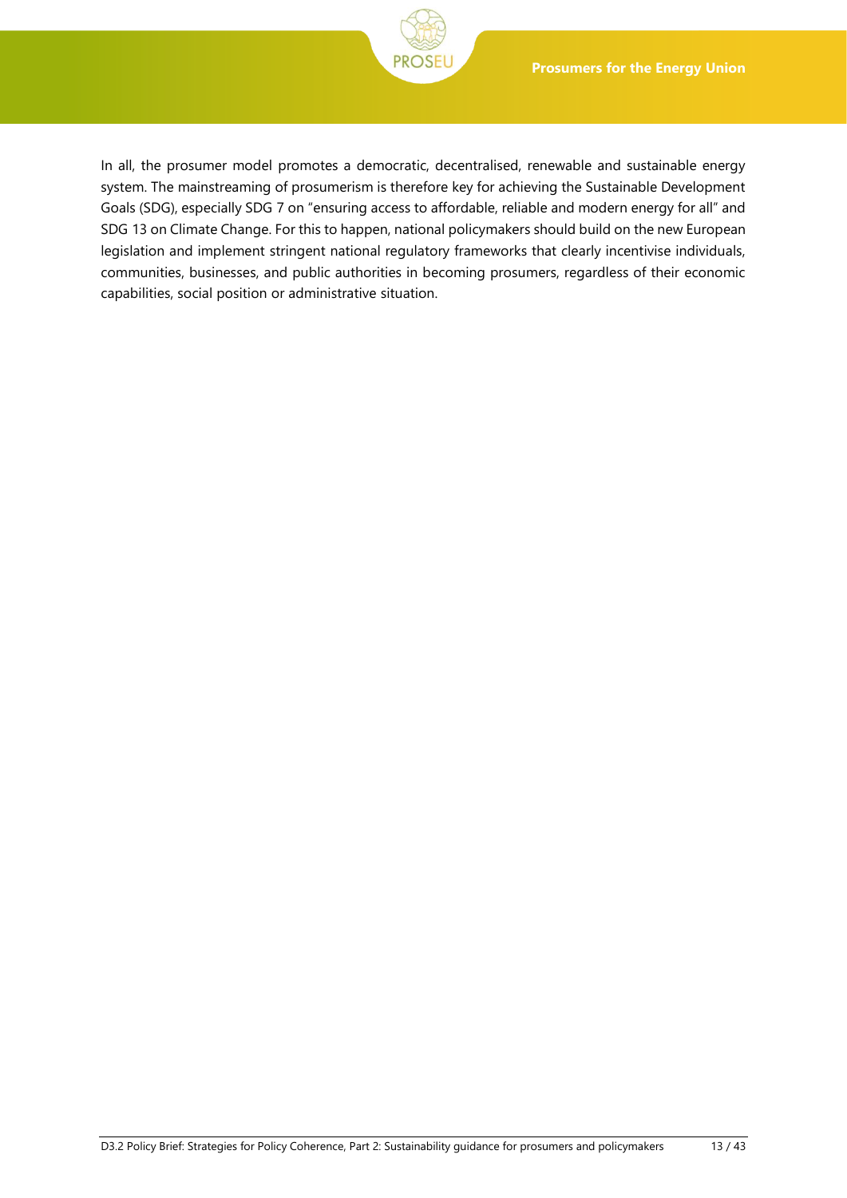In all, the prosumer model promotes a democratic, decentralised, renewable and sustainable energy system. The mainstreaming of prosumerism is therefore key for achieving the Sustainable Development Goals (SDG), especially SDG 7 on "ensuring access to affordable, reliable and modern energy for all" and SDG 13 on Climate Change. For this to happen, national policymakers should build on the new European legislation and implement stringent national regulatory frameworks that clearly incentivise individuals, communities, businesses, and public authorities in becoming prosumers, regardless of their economic capabilities, social position or administrative situation.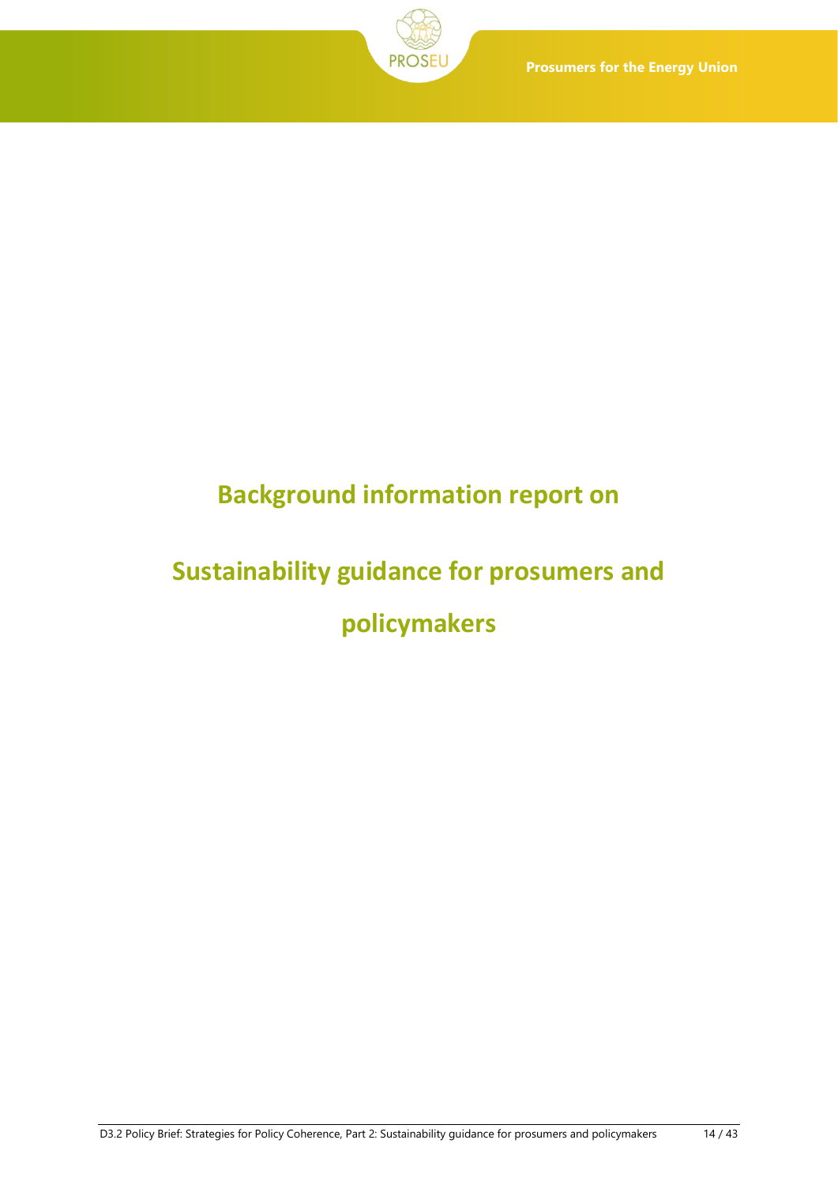# Background information report on

# Sustainability guidance for prosumers and policymakers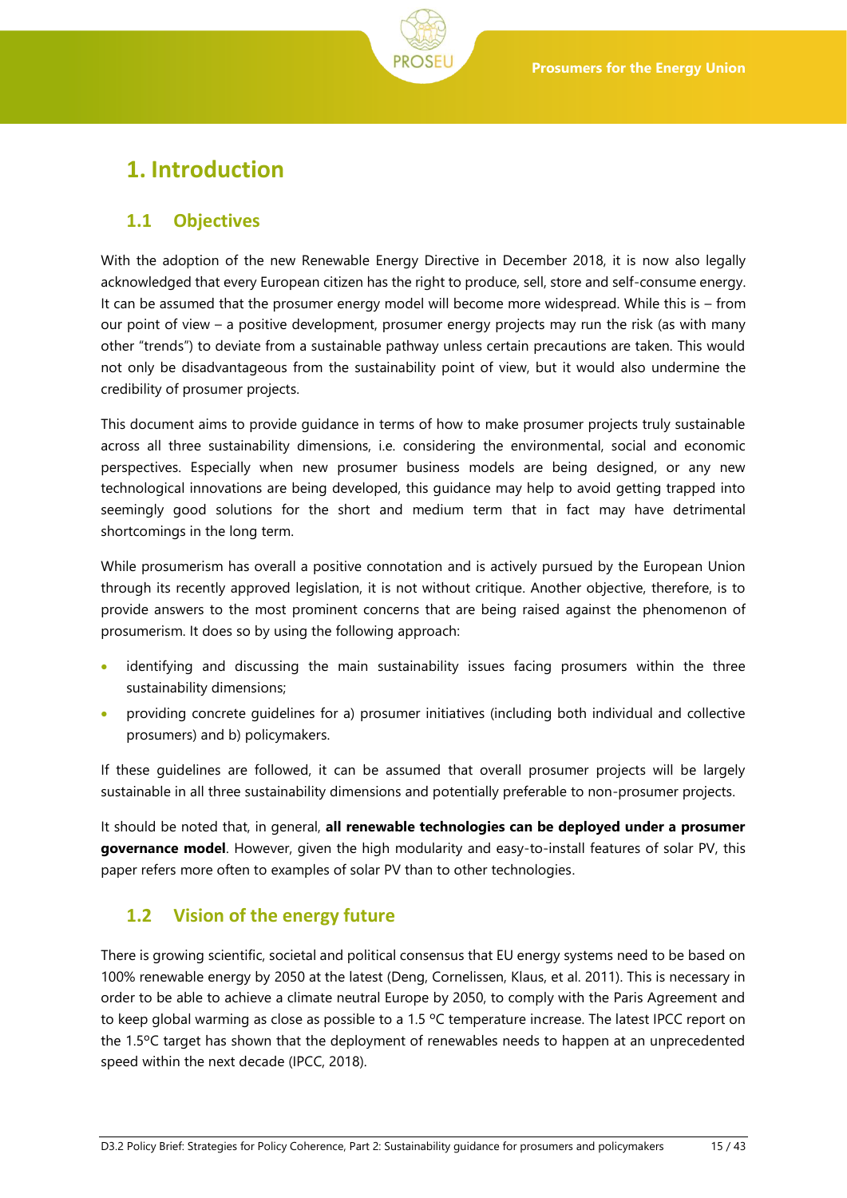# 1. Introduction

## 1.1 Objectives

With the adoption of the new Renewable Energy Directive in December 2018, it is now also legally acknowledged that every European citizen has the right to produce, sell, store and self-consume energy. It can be assumed that the prosumer energy model will become more widespread. While this is – from our point of view – a positive development, prosumer energy projects may run the risk (as with many other "trends") to deviate from a sustainable pathway unless certain precautions are taken. This would not only be disadvantageous from the sustainability point of view, but it would also undermine the credibility of prosumer projects.

This document aims to provide guidance in terms of how to make prosumer projects truly sustainable across all three sustainability dimensions, i.e. considering the environmental, social and economic perspectives. Especially when new prosumer business models are being designed, or any new technological innovations are being developed, this guidance may help to avoid getting trapped into seemingly good solutions for the short and medium term that in fact may have detrimental shortcomings in the long term.

While prosumerism has overall a positive connotation and is actively pursued by the European Union through its recently approved legislation, it is not without critique. Another objective, therefore, is to provide answers to the most prominent concerns that are being raised against the phenomenon of prosumerism. It does so by using the following approach:

- identifying and discussing the main sustainability issues facing prosumers within the three sustainability dimensions;
- providing concrete guidelines for a) prosumer initiatives (including both individual and collective prosumers) and b) policymakers.

If these guidelines are followed, it can be assumed that overall prosumer projects will be largely sustainable in all three sustainability dimensions and potentially preferable to non-prosumer projects.

It should be noted that, in general, **all renewable technologies can be deployed under a prosumer governance model**. However, given the high modularity and easy-to-install features of solar PV, this paper refers more often to examples of solar PV than to other technologies.

## 1.2 Vision of the energy future

There is growing scientific, societal and political consensus that EU energy systems need to be based on 100% renewable energy by 2050 at the latest (Deng, Cornelissen, Klaus, et al. 2011). This is necessary in order to be able to achieve a climate neutral Europe by 2050, to comply with the Paris Agreement and to keep global warming as close as possible to a 1.5 ºC temperature increase. The latest IPCC report on the 1.5ºC target has shown that the deployment of renewables needs to happen at an unprecedented speed within the next decade (IPCC, 2018).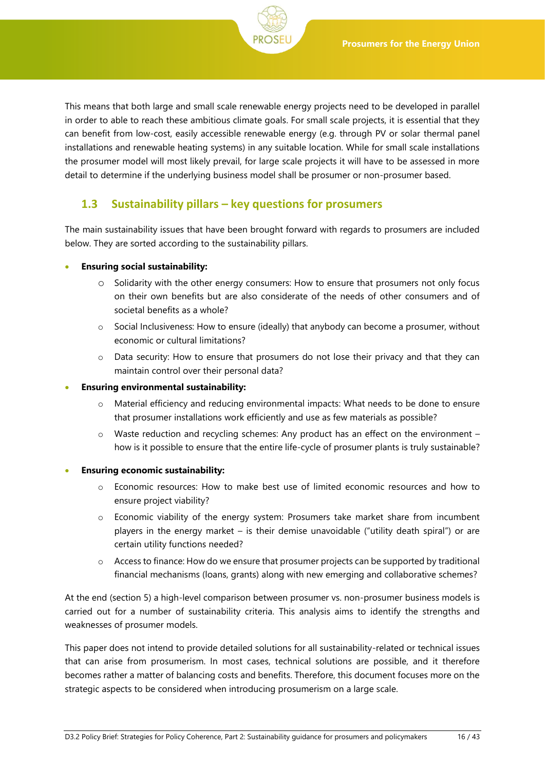This means that both large and small scale renewable energy projects need to be developed in parallel in order to able to reach these ambitious climate goals. For small scale projects, it is essential that they can benefit from low-cost, easily accessible renewable energy (e.g. through PV or solar thermal panel installations and renewable heating systems) in any suitable location. While for small scale installations the prosumer model will most likely prevail, for large scale projects it will have to be assessed in more detail to determine if the underlying business model shall be prosumer or non-prosumer based.

## 1.3 Sustainability pillars – key questions for prosumers

The main sustainability issues that have been brought forward with regards to prosumers are included below. They are sorted according to the sustainability pillars.

- **Ensuring social sustainability:**
  - Solidarity with the other energy consumers: How to ensure that prosumers not only focus on their own benefits but are also considerate of the needs of other consumers and of societal benefits as a whole?
  - Social Inclusiveness: How to ensure (ideally) that anybody can become a prosumer, without economic or cultural limitations?
  - Data security: How to ensure that prosumers do not lose their privacy and that they can maintain control over their personal data?
- **Ensuring environmental sustainability:**
  - Material efficiency and reducing environmental impacts: What needs to be done to ensure that prosumer installations work efficiently and use as few materials as possible?
  - Waste reduction and recycling schemes: Any product has an effect on the environment – how is it possible to ensure that the entire life-cycle of prosumer plants is truly sustainable?
- **Ensuring economic sustainability:**
  - Economic resources: How to make best use of limited economic resources and how to ensure project viability?
  - Economic viability of the energy system: Prosumers take market share from incumbent players in the energy market – is their demise unavoidable ("utility death spiral") or are certain utility functions needed?
  - Access to finance: How do we ensure that prosumer projects can be supported by traditional financial mechanisms (loans, grants) along with new emerging and collaborative schemes?

At the end (section 5) a high-level comparison between prosumer vs. non-prosumer business models is carried out for a number of sustainability criteria. This analysis aims to identify the strengths and weaknesses of prosumer models.

This paper does not intend to provide detailed solutions for all sustainability-related or technical issues that can arise from prosumerism. In most cases, technical solutions are possible, and it therefore becomes rather a matter of balancing costs and benefits. Therefore, this document focuses more on the strategic aspects to be considered when introducing prosumerism on a large scale.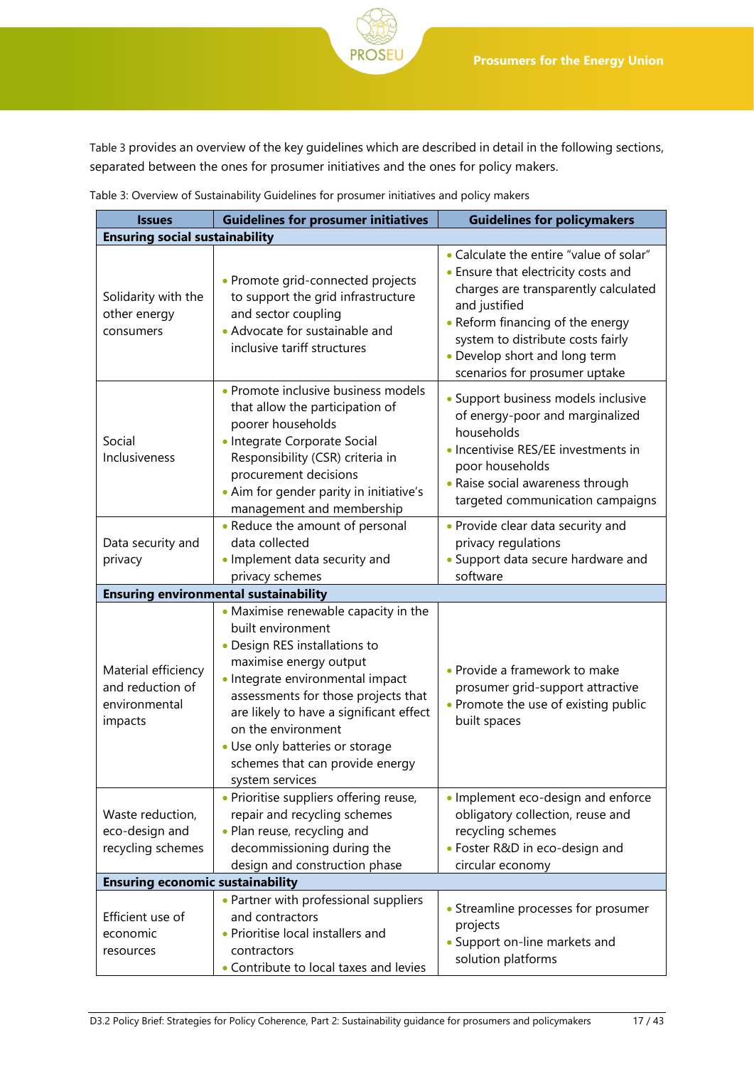Table 3 provides an overview of the key guidelines which are described in detail in the following sections, separated between the ones for prosumer initiatives and the ones for policy makers.

Table 3: Overview of Sustainability Guidelines for prosumer initiatives and policy makers

| Issues | Guidelines for prosumer initiatives | Guidelines for policymakers |
|---|---|---|
| **Ensuring social sustainability** | | |
| Solidarity with the other energy consumers | • Promote grid-connected projects to support the grid infrastructure and sector coupling<br>• Advocate for sustainable and inclusive tariff structures | • Calculate the entire "value of solar"<br>• Ensure that electricity costs and charges are transparently calculated and justified<br>• Reform financing of the energy system to distribute costs fairly<br>• Develop short and long term scenarios for prosumer uptake |
| Social Inclusiveness | • Promote inclusive business models that allow the participation of poorer households<br>• Integrate Corporate Social Responsibility (CSR) criteria in procurement decisions<br>• Aim for gender parity in initiative's management and membership | • Support business models inclusive of energy-poor and marginalized households<br>• Incentivise RES/EE investments in poor households<br>• Raise social awareness through targeted communication campaigns |
| Data security and privacy | • Reduce the amount of personal data collected<br>• Implement data security and privacy schemes | • Provide clear data security and privacy regulations<br>• Support data secure hardware and software |
| **Ensuring environmental sustainability** | | |
| Material efficiency and reduction of environmental impacts | • Maximise renewable capacity in the built environment<br>• Design RES installations to maximise energy output<br>• Integrate environmental impact assessments for those projects that are likely to have a significant effect on the environment<br>• Use only batteries or storage schemes that can provide energy system services | • Provide a framework to make prosumer grid-support attractive<br>• Promote the use of existing public built spaces |
| Waste reduction, eco-design and recycling schemes | • Prioritise suppliers offering reuse, repair and recycling schemes<br>• Plan reuse, recycling and decommissioning during the design and construction phase | • Implement eco-design and enforce obligatory collection, reuse and recycling schemes<br>• Foster R&D in eco-design and circular economy |
| **Ensuring economic sustainability** | | |
| Efficient use of economic resources | • Partner with professional suppliers and contractors<br>• Prioritise local installers and contractors<br>• Contribute to local taxes and levies | • Streamline processes for prosumer projects<br>• Support on-line markets and solution platforms |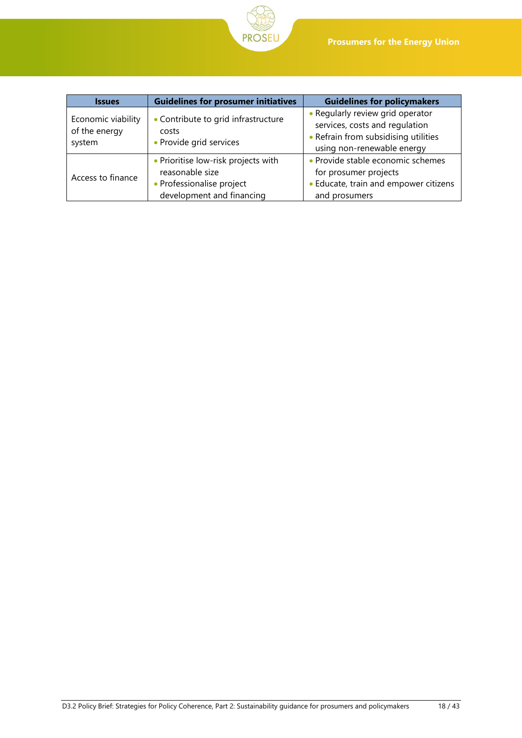| Issues | Guidelines for prosumer initiatives | Guidelines for policymakers |
| --- | --- | --- |
| Economic viability of the energy system | • Contribute to grid infrastructure costs<br>• Provide grid services | • Regularly review grid operator services, costs and regulation<br>• Refrain from subsidising utilities using non-renewable energy |
| Access to finance | • Prioritise low-risk projects with reasonable size<br>• Professionalise project development and financing | • Provide stable economic schemes for prosumer projects<br>• Educate, train and empower citizens and prosumers |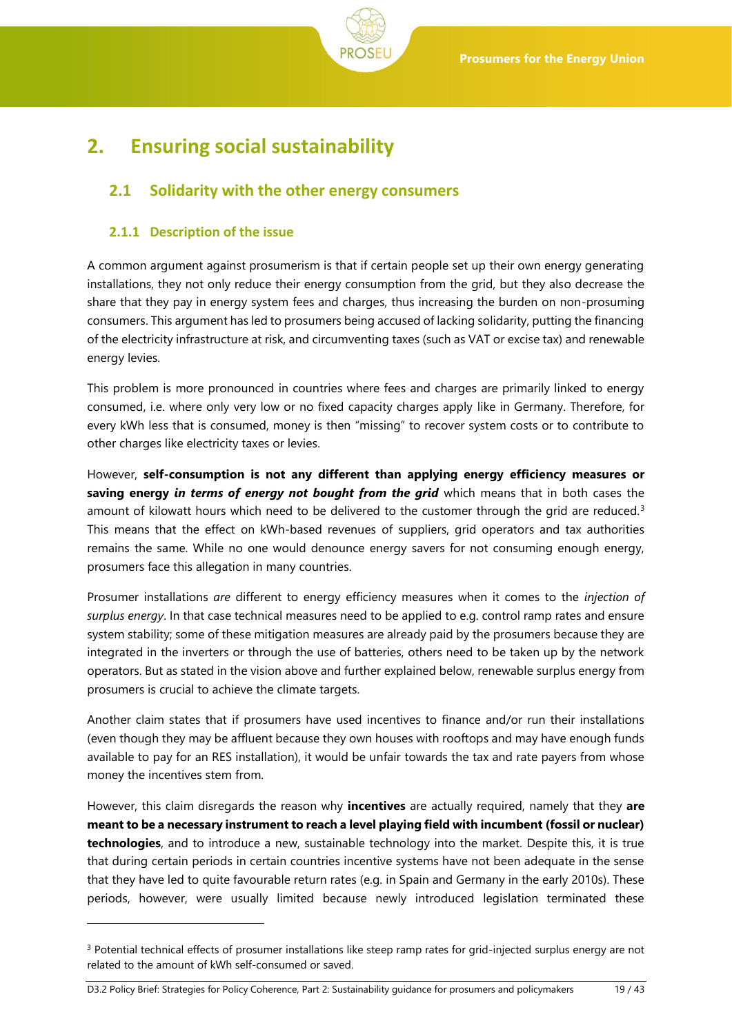# 2. Ensuring social sustainability

## 2.1 Solidarity with the other energy consumers

### 2.1.1 Description of the issue

A common argument against prosumerism is that if certain people set up their own energy generating installations, they not only reduce their energy consumption from the grid, but they also decrease the share that they pay in energy system fees and charges, thus increasing the burden on non-prosuming consumers. This argument has led to prosumers being accused of lacking solidarity, putting the financing of the electricity infrastructure at risk, and circumventing taxes (such as VAT or excise tax) and renewable energy levies.

This problem is more pronounced in countries where fees and charges are primarily linked to energy consumed, i.e. where only very low or no fixed capacity charges apply like in Germany. Therefore, for every kWh less that is consumed, money is then "missing" to recover system costs or to contribute to other charges like electricity taxes or levies.

However, **self-consumption is not any different than applying energy efficiency measures or saving energy *in terms of energy not bought from the grid*** which means that in both cases the amount of kilowatt hours which need to be delivered to the customer through the grid are reduced.[3] This means that the effect on kWh-based revenues of suppliers, grid operators and tax authorities remains the same. While no one would denounce energy savers for not consuming enough energy, prosumers face this allegation in many countries.

Prosumer installations *are* different to energy efficiency measures when it comes to the *injection of surplus energy*. In that case technical measures need to be applied to e.g. control ramp rates and ensure system stability; some of these mitigation measures are already paid by the prosumers because they are integrated in the inverters or through the use of batteries, others need to be taken up by the network operators. But as stated in the vision above and further explained below, renewable surplus energy from prosumers is crucial to achieve the climate targets.

Another claim states that if prosumers have used incentives to finance and/or run their installations (even though they may be affluent because they own houses with rooftops and may have enough funds available to pay for an RES installation), it would be unfair towards the tax and rate payers from whose money the incentives stem from.

However, this claim disregards the reason why **incentives** are actually required, namely that they **are meant to be a necessary instrument to reach a level playing field with incumbent (fossil or nuclear) technologies**, and to introduce a new, sustainable technology into the market. Despite this, it is true that during certain periods in certain countries incentive systems have not been adequate in the sense that they have led to quite favourable return rates (e.g. in Spain and Germany in the early 2010s). These periods, however, were usually limited because newly introduced legislation terminated these

[3] Potential technical effects of prosumer installations like steep ramp rates for grid-injected surplus energy are not related to the amount of kWh self-consumed or saved.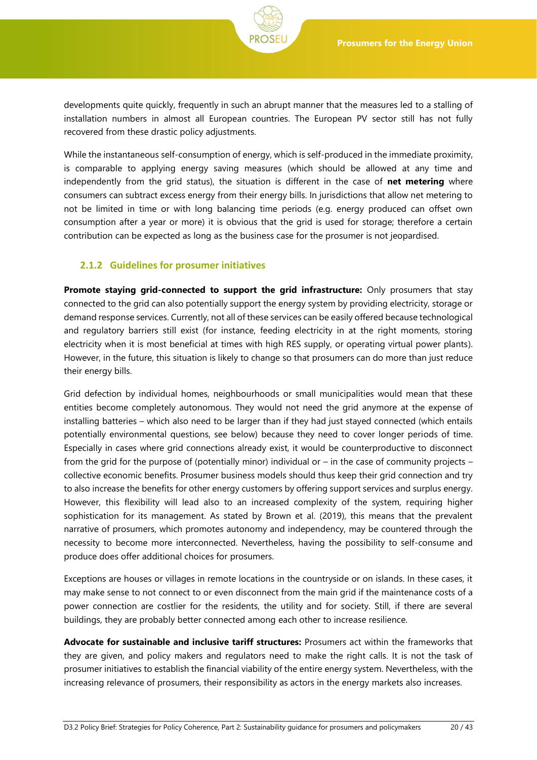developments quite quickly, frequently in such an abrupt manner that the measures led to a stalling of installation numbers in almost all European countries. The European PV sector still has not fully recovered from these drastic policy adjustments.

While the instantaneous self-consumption of energy, which is self-produced in the immediate proximity, is comparable to applying energy saving measures (which should be allowed at any time and independently from the grid status), the situation is different in the case of **net metering** where consumers can subtract excess energy from their energy bills. In jurisdictions that allow net metering to not be limited in time or with long balancing time periods (e.g. energy produced can offset own consumption after a year or more) it is obvious that the grid is used for storage; therefore a certain contribution can be expected as long as the business case for the prosumer is not jeopardised.

### 2.1.2 Guidelines for prosumer initiatives

**Promote staying grid-connected to support the grid infrastructure:** Only prosumers that stay connected to the grid can also potentially support the energy system by providing electricity, storage or demand response services. Currently, not all of these services can be easily offered because technological and regulatory barriers still exist (for instance, feeding electricity in at the right moments, storing electricity when it is most beneficial at times with high RES supply, or operating virtual power plants). However, in the future, this situation is likely to change so that prosumers can do more than just reduce their energy bills.

Grid defection by individual homes, neighbourhoods or small municipalities would mean that these entities become completely autonomous. They would not need the grid anymore at the expense of installing batteries – which also need to be larger than if they had just stayed connected (which entails potentially environmental questions, see below) because they need to cover longer periods of time. Especially in cases where grid connections already exist, it would be counterproductive to disconnect from the grid for the purpose of (potentially minor) individual or – in the case of community projects – collective economic benefits. Prosumer business models should thus keep their grid connection and try to also increase the benefits for other energy customers by offering support services and surplus energy. However, this flexibility will lead also to an increased complexity of the system, requiring higher sophistication for its management. As stated by Brown et al. (2019), this means that the prevalent narrative of prosumers, which promotes autonomy and independency, may be countered through the necessity to become more interconnected. Nevertheless, having the possibility to self-consume and produce does offer additional choices for prosumers.

Exceptions are houses or villages in remote locations in the countryside or on islands. In these cases, it may make sense to not connect to or even disconnect from the main grid if the maintenance costs of a power connection are costlier for the residents, the utility and for society. Still, if there are several buildings, they are probably better connected among each other to increase resilience.

**Advocate for sustainable and inclusive tariff structures:** Prosumers act within the frameworks that they are given, and policy makers and regulators need to make the right calls. It is not the task of prosumer initiatives to establish the financial viability of the entire energy system. Nevertheless, with the increasing relevance of prosumers, their responsibility as actors in the energy markets also increases.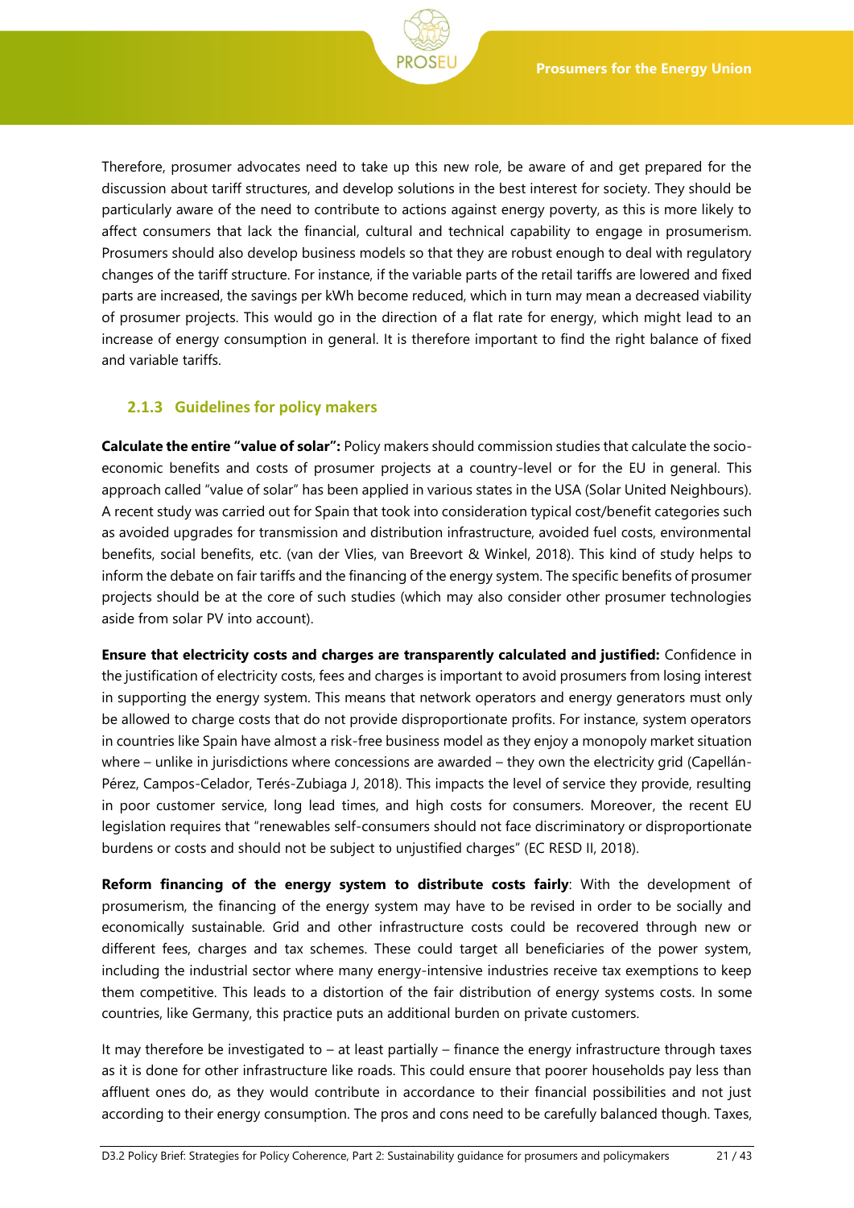Therefore, prosumer advocates need to take up this new role, be aware of and get prepared for the discussion about tariff structures, and develop solutions in the best interest for society. They should be particularly aware of the need to contribute to actions against energy poverty, as this is more likely to affect consumers that lack the financial, cultural and technical capability to engage in prosumerism. Prosumers should also develop business models so that they are robust enough to deal with regulatory changes of the tariff structure. For instance, if the variable parts of the retail tariffs are lowered and fixed parts are increased, the savings per kWh become reduced, which in turn may mean a decreased viability of prosumer projects. This would go in the direction of a flat rate for energy, which might lead to an increase of energy consumption in general. It is therefore important to find the right balance of fixed and variable tariffs.

### 2.1.3 Guidelines for policy makers

**Calculate the entire "value of solar":** Policy makers should commission studies that calculate the socio-economic benefits and costs of prosumer projects at a country-level or for the EU in general. This approach called "value of solar" has been applied in various states in the USA (Solar United Neighbours). A recent study was carried out for Spain that took into consideration typical cost/benefit categories such as avoided upgrades for transmission and distribution infrastructure, avoided fuel costs, environmental benefits, social benefits, etc. (van der Vlies, van Breevort & Winkel, 2018). This kind of study helps to inform the debate on fair tariffs and the financing of the energy system. The specific benefits of prosumer projects should be at the core of such studies (which may also consider other prosumer technologies aside from solar PV into account).

**Ensure that electricity costs and charges are transparently calculated and justified:** Confidence in the justification of electricity costs, fees and charges is important to avoid prosumers from losing interest in supporting the energy system. This means that network operators and energy generators must only be allowed to charge costs that do not provide disproportionate profits. For instance, system operators in countries like Spain have almost a risk-free business model as they enjoy a monopoly market situation where – unlike in jurisdictions where concessions are awarded – they own the electricity grid (Capellán-Pérez, Campos-Celador, Terés-Zubiaga J, 2018). This impacts the level of service they provide, resulting in poor customer service, long lead times, and high costs for consumers. Moreover, the recent EU legislation requires that "renewables self-consumers should not face discriminatory or disproportionate burdens or costs and should not be subject to unjustified charges" (EC RESD II, 2018).

**Reform financing of the energy system to distribute costs fairly**: With the development of prosumerism, the financing of the energy system may have to be revised in order to be socially and economically sustainable. Grid and other infrastructure costs could be recovered through new or different fees, charges and tax schemes. These could target all beneficiaries of the power system, including the industrial sector where many energy-intensive industries receive tax exemptions to keep them competitive. This leads to a distortion of the fair distribution of energy systems costs. In some countries, like Germany, this practice puts an additional burden on private customers.

It may therefore be investigated to – at least partially – finance the energy infrastructure through taxes as it is done for other infrastructure like roads. This could ensure that poorer households pay less than affluent ones do, as they would contribute in accordance to their financial possibilities and not just according to their energy consumption. The pros and cons need to be carefully balanced though. Taxes,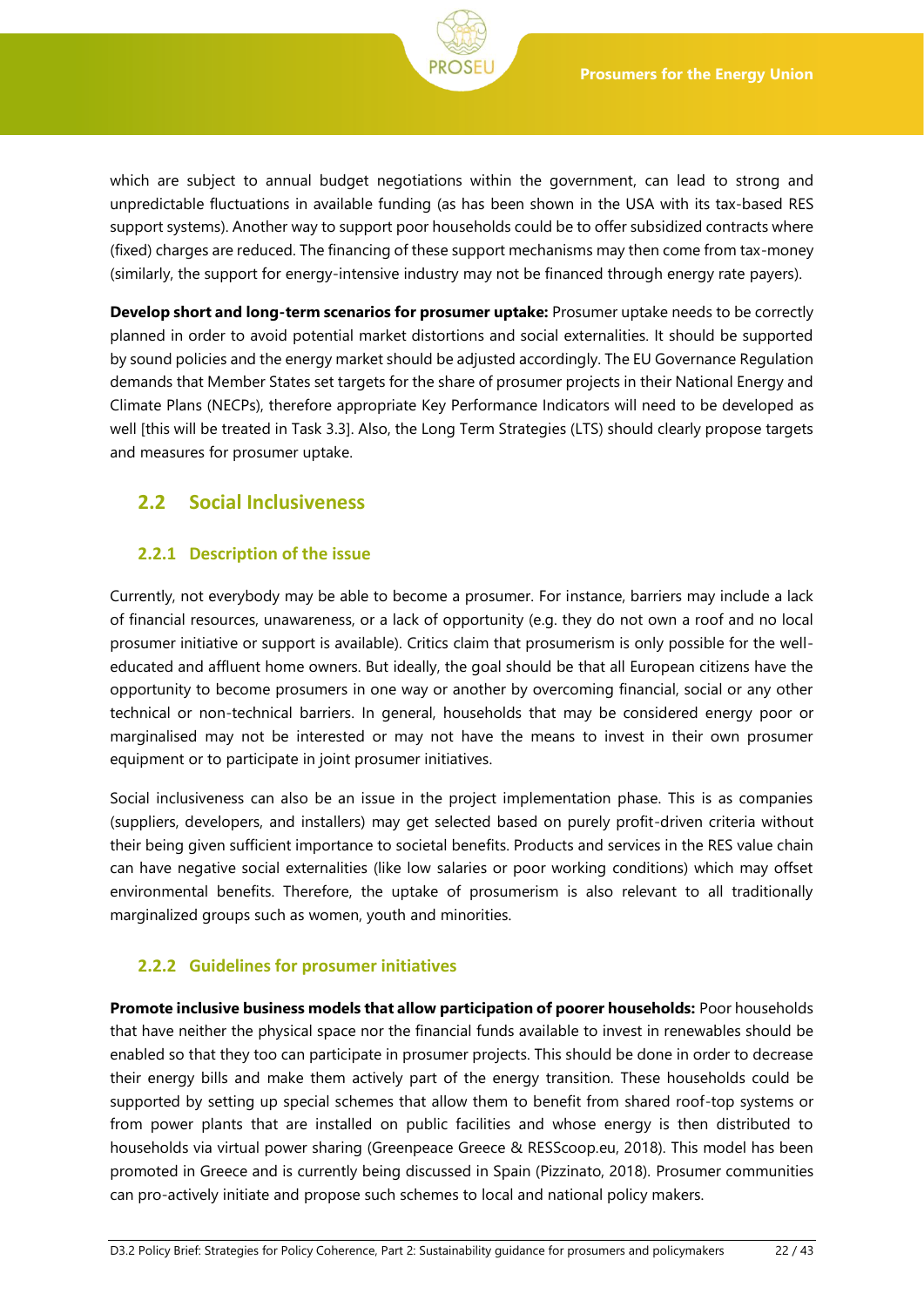which are subject to annual budget negotiations within the government, can lead to strong and unpredictable fluctuations in available funding (as has been shown in the USA with its tax-based RES support systems). Another way to support poor households could be to offer subsidized contracts where (fixed) charges are reduced. The financing of these support mechanisms may then come from tax-money (similarly, the support for energy-intensive industry may not be financed through energy rate payers).

**Develop short and long-term scenarios for prosumer uptake:** Prosumer uptake needs to be correctly planned in order to avoid potential market distortions and social externalities. It should be supported by sound policies and the energy market should be adjusted accordingly. The EU Governance Regulation demands that Member States set targets for the share of prosumer projects in their National Energy and Climate Plans (NECPs), therefore appropriate Key Performance Indicators will need to be developed as well [this will be treated in Task 3.3]. Also, the Long Term Strategies (LTS) should clearly propose targets and measures for prosumer uptake.

## 2.2 Social Inclusiveness

### 2.2.1 Description of the issue

Currently, not everybody may be able to become a prosumer. For instance, barriers may include a lack of financial resources, unawareness, or a lack of opportunity (e.g. they do not own a roof and no local prosumer initiative or support is available). Critics claim that prosumerism is only possible for the well-educated and affluent home owners. But ideally, the goal should be that all European citizens have the opportunity to become prosumers in one way or another by overcoming financial, social or any other technical or non-technical barriers. In general, households that may be considered energy poor or marginalised may not be interested or may not have the means to invest in their own prosumer equipment or to participate in joint prosumer initiatives.

Social inclusiveness can also be an issue in the project implementation phase. This is as companies (suppliers, developers, and installers) may get selected based on purely profit-driven criteria without their being given sufficient importance to societal benefits. Products and services in the RES value chain can have negative social externalities (like low salaries or poor working conditions) which may offset environmental benefits. Therefore, the uptake of prosumerism is also relevant to all traditionally marginalized groups such as women, youth and minorities.

### 2.2.2 Guidelines for prosumer initiatives

**Promote inclusive business models that allow participation of poorer households:** Poor households that have neither the physical space nor the financial funds available to invest in renewables should be enabled so that they too can participate in prosumer projects. This should be done in order to decrease their energy bills and make them actively part of the energy transition. These households could be supported by setting up special schemes that allow them to benefit from shared roof-top systems or from power plants that are installed on public facilities and whose energy is then distributed to households via virtual power sharing (Greenpeace Greece & RESScoop.eu, 2018). This model has been promoted in Greece and is currently being discussed in Spain (Pizzinato, 2018). Prosumer communities can pro-actively initiate and propose such schemes to local and national policy makers.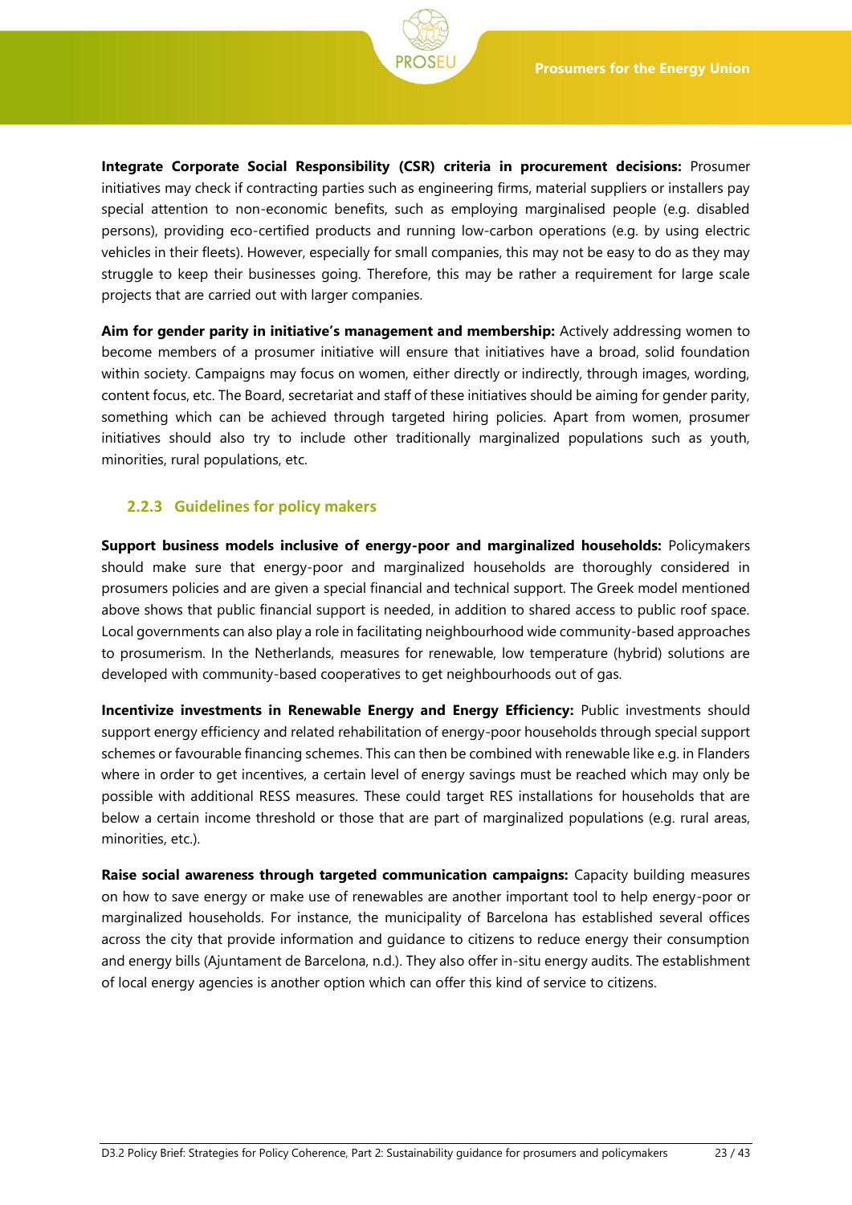**Integrate Corporate Social Responsibility (CSR) criteria in procurement decisions:** Prosumer initiatives may check if contracting parties such as engineering firms, material suppliers or installers pay special attention to non-economic benefits, such as employing marginalised people (e.g. disabled persons), providing eco-certified products and running low-carbon operations (e.g. by using electric vehicles in their fleets). However, especially for small companies, this may not be easy to do as they may struggle to keep their businesses going. Therefore, this may be rather a requirement for large scale projects that are carried out with larger companies.

**Aim for gender parity in initiative's management and membership:** Actively addressing women to become members of a prosumer initiative will ensure that initiatives have a broad, solid foundation within society. Campaigns may focus on women, either directly or indirectly, through images, wording, content focus, etc. The Board, secretariat and staff of these initiatives should be aiming for gender parity, something which can be achieved through targeted hiring policies. Apart from women, prosumer initiatives should also try to include other traditionally marginalized populations such as youth, minorities, rural populations, etc.

### 2.2.3 Guidelines for policy makers

**Support business models inclusive of energy-poor and marginalized households:** Policymakers should make sure that energy-poor and marginalized households are thoroughly considered in prosumers policies and are given a special financial and technical support. The Greek model mentioned above shows that public financial support is needed, in addition to shared access to public roof space. Local governments can also play a role in facilitating neighbourhood wide community-based approaches to prosumerism. In the Netherlands, measures for renewable, low temperature (hybrid) solutions are developed with community-based cooperatives to get neighbourhoods out of gas.

**Incentivize investments in Renewable Energy and Energy Efficiency:** Public investments should support energy efficiency and related rehabilitation of energy-poor households through special support schemes or favourable financing schemes. This can then be combined with renewable like e.g. in Flanders where in order to get incentives, a certain level of energy savings must be reached which may only be possible with additional RESS measures. These could target RES installations for households that are below a certain income threshold or those that are part of marginalized populations (e.g. rural areas, minorities, etc.).

**Raise social awareness through targeted communication campaigns:** Capacity building measures on how to save energy or make use of renewables are another important tool to help energy-poor or marginalized households. For instance, the municipality of Barcelona has established several offices across the city that provide information and guidance to citizens to reduce energy their consumption and energy bills (Ajuntament de Barcelona, n.d.). They also offer in-situ energy audits. The establishment of local energy agencies is another option which can offer this kind of service to citizens.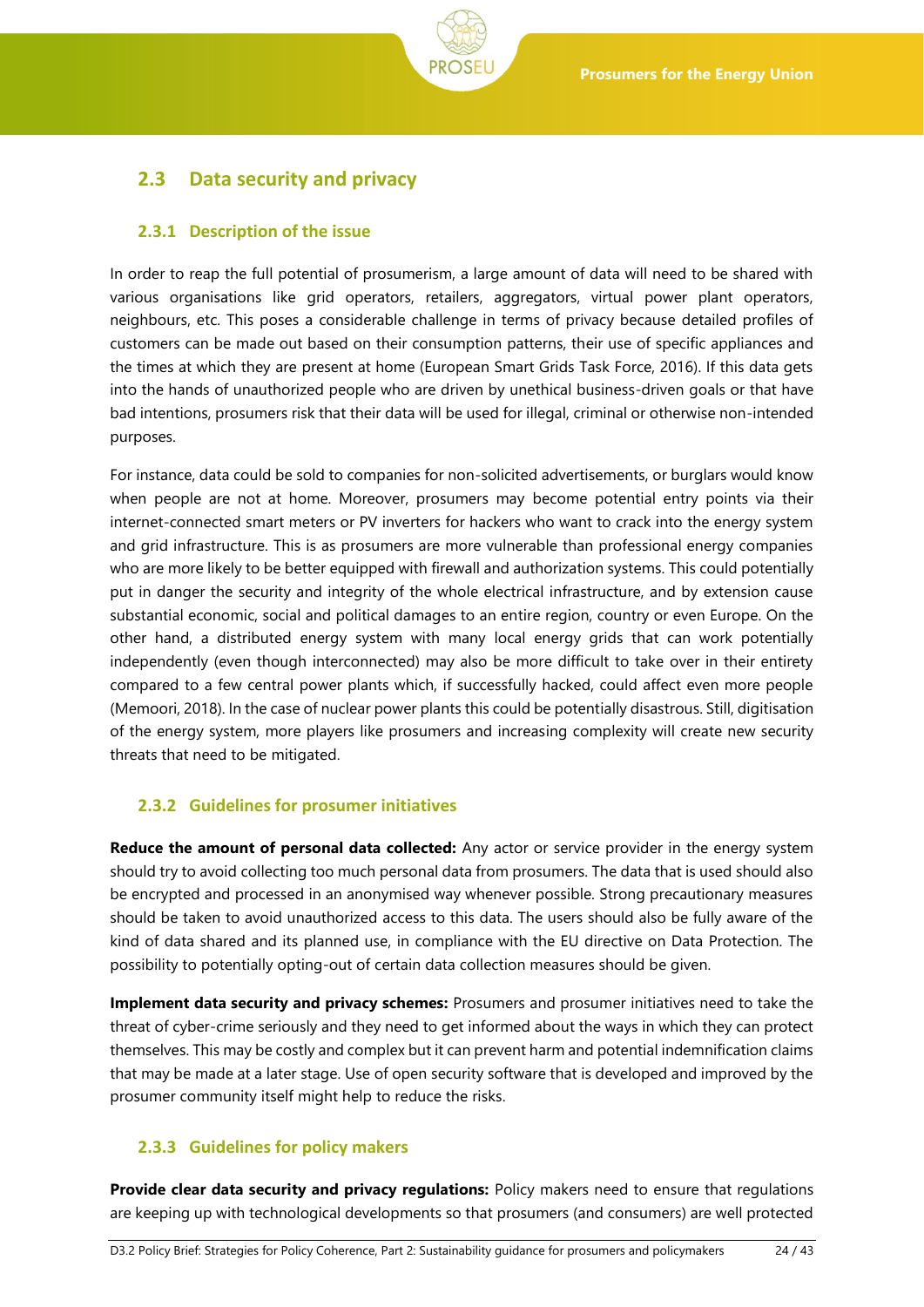## 2.3 Data security and privacy

### 2.3.1 Description of the issue

In order to reap the full potential of prosumerism, a large amount of data will need to be shared with various organisations like grid operators, retailers, aggregators, virtual power plant operators, neighbours, etc. This poses a considerable challenge in terms of privacy because detailed profiles of customers can be made out based on their consumption patterns, their use of specific appliances and the times at which they are present at home (European Smart Grids Task Force, 2016). If this data gets into the hands of unauthorized people who are driven by unethical business-driven goals or that have bad intentions, prosumers risk that their data will be used for illegal, criminal or otherwise non-intended purposes.

For instance, data could be sold to companies for non-solicited advertisements, or burglars would know when people are not at home. Moreover, prosumers may become potential entry points via their internet-connected smart meters or PV inverters for hackers who want to crack into the energy system and grid infrastructure. This is as prosumers are more vulnerable than professional energy companies who are more likely to be better equipped with firewall and authorization systems. This could potentially put in danger the security and integrity of the whole electrical infrastructure, and by extension cause substantial economic, social and political damages to an entire region, country or even Europe. On the other hand, a distributed energy system with many local energy grids that can work potentially independently (even though interconnected) may also be more difficult to take over in their entirety compared to a few central power plants which, if successfully hacked, could affect even more people (Memoori, 2018). In the case of nuclear power plants this could be potentially disastrous. Still, digitisation of the energy system, more players like prosumers and increasing complexity will create new security threats that need to be mitigated.

### 2.3.2 Guidelines for prosumer initiatives

**Reduce the amount of personal data collected:** Any actor or service provider in the energy system should try to avoid collecting too much personal data from prosumers. The data that is used should also be encrypted and processed in an anonymised way whenever possible. Strong precautionary measures should be taken to avoid unauthorized access to this data. The users should also be fully aware of the kind of data shared and its planned use, in compliance with the EU directive on Data Protection. The possibility to potentially opting-out of certain data collection measures should be given.

**Implement data security and privacy schemes:** Prosumers and prosumer initiatives need to take the threat of cyber-crime seriously and they need to get informed about the ways in which they can protect themselves. This may be costly and complex but it can prevent harm and potential indemnification claims that may be made at a later stage. Use of open security software that is developed and improved by the prosumer community itself might help to reduce the risks.

### 2.3.3 Guidelines for policy makers

**Provide clear data security and privacy regulations:** Policy makers need to ensure that regulations are keeping up with technological developments so that prosumers (and consumers) are well protected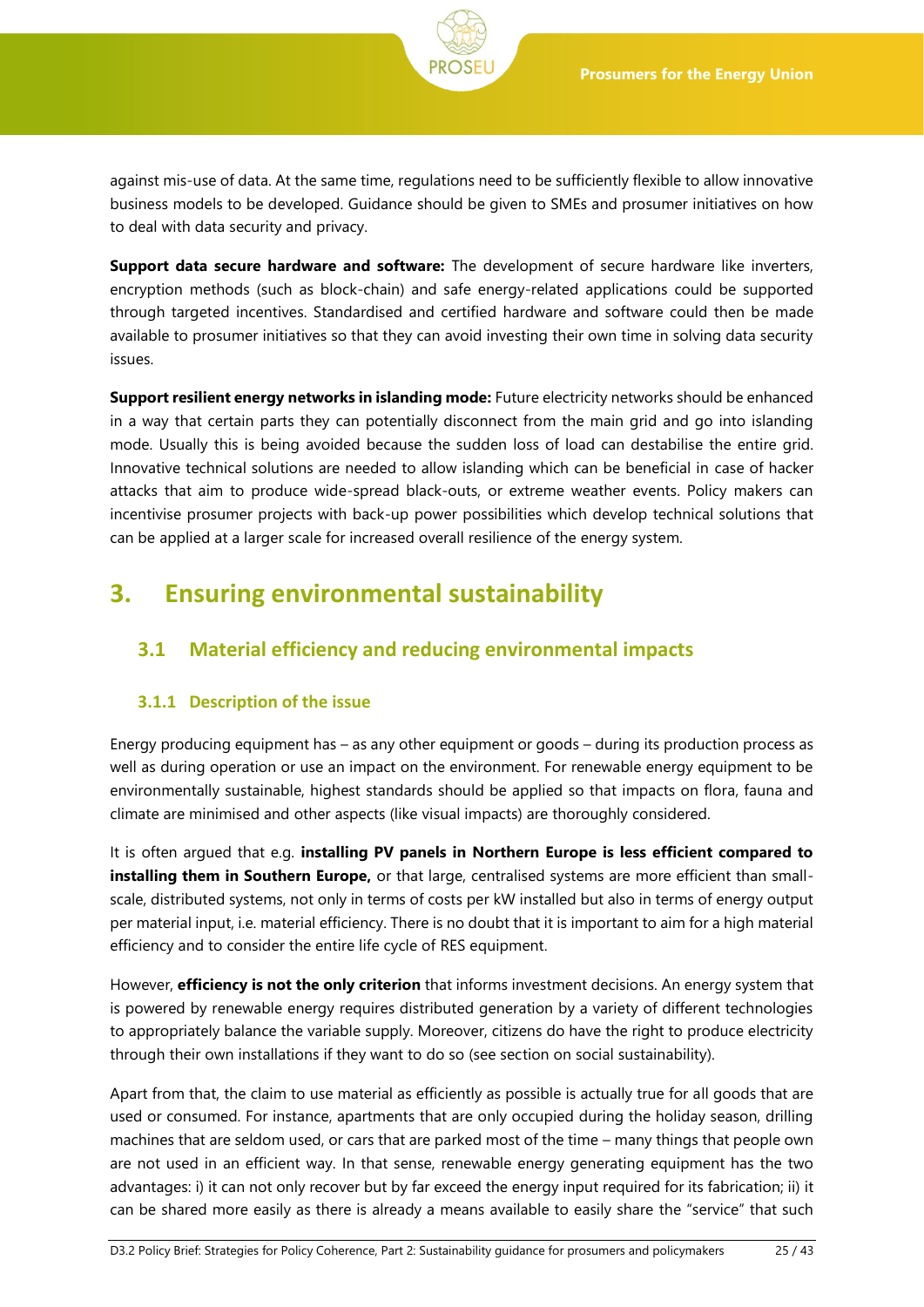against mis-use of data. At the same time, regulations need to be sufficiently flexible to allow innovative business models to be developed. Guidance should be given to SMEs and prosumer initiatives on how to deal with data security and privacy.

**Support data secure hardware and software:** The development of secure hardware like inverters, encryption methods (such as block-chain) and safe energy-related applications could be supported through targeted incentives. Standardised and certified hardware and software could then be made available to prosumer initiatives so that they can avoid investing their own time in solving data security issues.

**Support resilient energy networks in islanding mode:** Future electricity networks should be enhanced in a way that certain parts they can potentially disconnect from the main grid and go into islanding mode. Usually this is being avoided because the sudden loss of load can destabilise the entire grid. Innovative technical solutions are needed to allow islanding which can be beneficial in case of hacker attacks that aim to produce wide-spread black-outs, or extreme weather events. Policy makers can incentivise prosumer projects with back-up power possibilities which develop technical solutions that can be applied at a larger scale for increased overall resilience of the energy system.

# 3. Ensuring environmental sustainability

## 3.1 Material efficiency and reducing environmental impacts

### 3.1.1 Description of the issue

Energy producing equipment has – as any other equipment or goods – during its production process as well as during operation or use an impact on the environment. For renewable energy equipment to be environmentally sustainable, highest standards should be applied so that impacts on flora, fauna and climate are minimised and other aspects (like visual impacts) are thoroughly considered.

It is often argued that e.g. **installing PV panels in Northern Europe is less efficient compared to installing them in Southern Europe,** or that large, centralised systems are more efficient than small-scale, distributed systems, not only in terms of costs per kW installed but also in terms of energy output per material input, i.e. material efficiency. There is no doubt that it is important to aim for a high material efficiency and to consider the entire life cycle of RES equipment.

However, **efficiency is not the only criterion** that informs investment decisions. An energy system that is powered by renewable energy requires distributed generation by a variety of different technologies to appropriately balance the variable supply. Moreover, citizens do have the right to produce electricity through their own installations if they want to do so (see section on social sustainability).

Apart from that, the claim to use material as efficiently as possible is actually true for all goods that are used or consumed. For instance, apartments that are only occupied during the holiday season, drilling machines that are seldom used, or cars that are parked most of the time – many things that people own are not used in an efficient way. In that sense, renewable energy generating equipment has the two advantages: i) it can not only recover but by far exceed the energy input required for its fabrication; ii) it can be shared more easily as there is already a means available to easily share the "service" that such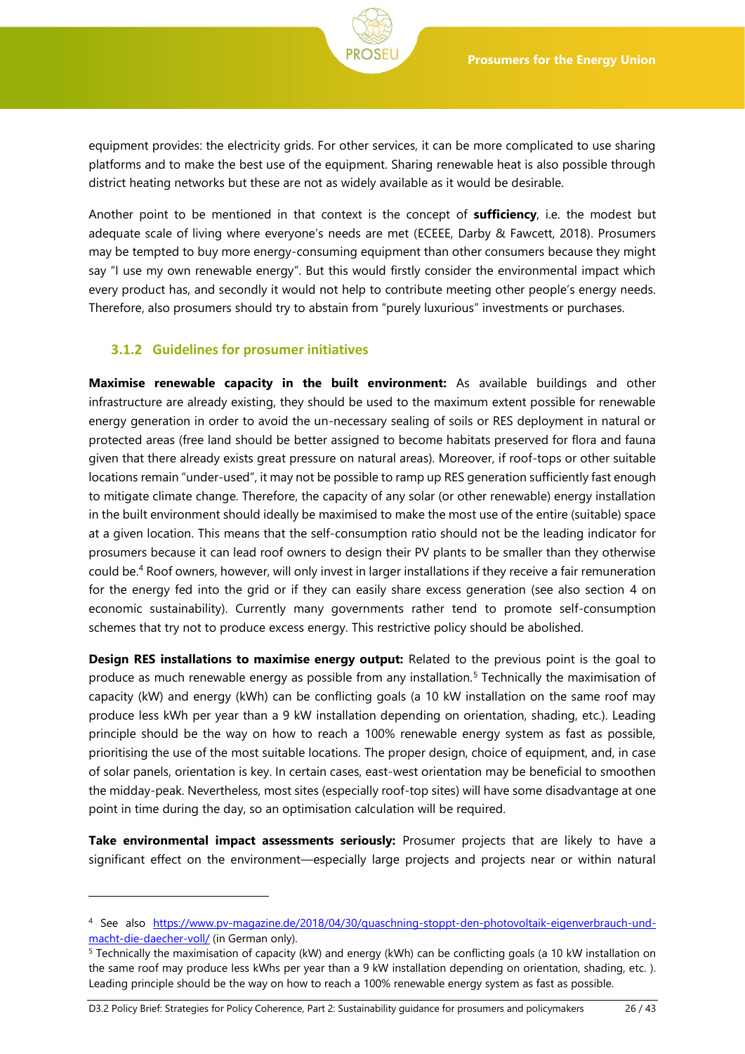equipment provides: the electricity grids. For other services, it can be more complicated to use sharing platforms and to make the best use of the equipment. Sharing renewable heat is also possible through district heating networks but these are not as widely available as it would be desirable.

Another point to be mentioned in that context is the concept of **sufficiency**, i.e. the modest but adequate scale of living where everyone's needs are met (ECEEE, Darby & Fawcett, 2018). Prosumers may be tempted to buy more energy-consuming equipment than other consumers because they might say "I use my own renewable energy". But this would firstly consider the environmental impact which every product has, and secondly it would not help to contribute meeting other people's energy needs. Therefore, also prosumers should try to abstain from "purely luxurious" investments or purchases.

### 3.1.2 Guidelines for prosumer initiatives

**Maximise renewable capacity in the built environment:** As available buildings and other infrastructure are already existing, they should be used to the maximum extent possible for renewable energy generation in order to avoid the un-necessary sealing of soils or RES deployment in natural or protected areas (free land should be better assigned to become habitats preserved for flora and fauna given that there already exists great pressure on natural areas). Moreover, if roof-tops or other suitable locations remain "under-used", it may not be possible to ramp up RES generation sufficiently fast enough to mitigate climate change. Therefore, the capacity of any solar (or other renewable) energy installation in the built environment should ideally be maximised to make the most use of the entire (suitable) space at a given location. This means that the self-consumption ratio should not be the leading indicator for prosumers because it can lead roof owners to design their PV plants to be smaller than they otherwise could be.[4] Roof owners, however, will only invest in larger installations if they receive a fair remuneration for the energy fed into the grid or if they can easily share excess generation (see also section 4 on economic sustainability). Currently many governments rather tend to promote self-consumption schemes that try not to produce excess energy. This restrictive policy should be abolished.

**Design RES installations to maximise energy output:** Related to the previous point is the goal to produce as much renewable energy as possible from any installation.[5] Technically the maximisation of capacity (kW) and energy (kWh) can be conflicting goals (a 10 kW installation on the same roof may produce less kWh per year than a 9 kW installation depending on orientation, shading, etc.). Leading principle should be the way on how to reach a 100% renewable energy system as fast as possible, prioritising the use of the most suitable locations. The proper design, choice of equipment, and, in case of solar panels, orientation is key. In certain cases, east-west orientation may be beneficial to smoothen the midday-peak. Nevertheless, most sites (especially roof-top sites) will have some disadvantage at one point in time during the day, so an optimisation calculation will be required.

**Take environmental impact assessments seriously:** Prosumer projects that are likely to have a significant effect on the environment—especially large projects and projects near or within natural

---

[4] See also https://www.pv-magazine.de/2018/04/30/quaschning-stoppt-den-photovoltaik-eigenverbrauch-und-macht-die-daecher-voll/ (in German only).

[5] Technically the maximisation of capacity (kW) and energy (kWh) can be conflicting goals (a 10 kW installation on the same roof may produce less kWhs per year than a 9 kW installation depending on orientation, shading, etc. ). Leading principle should be the way on how to reach a 100% renewable energy system as fast as possible.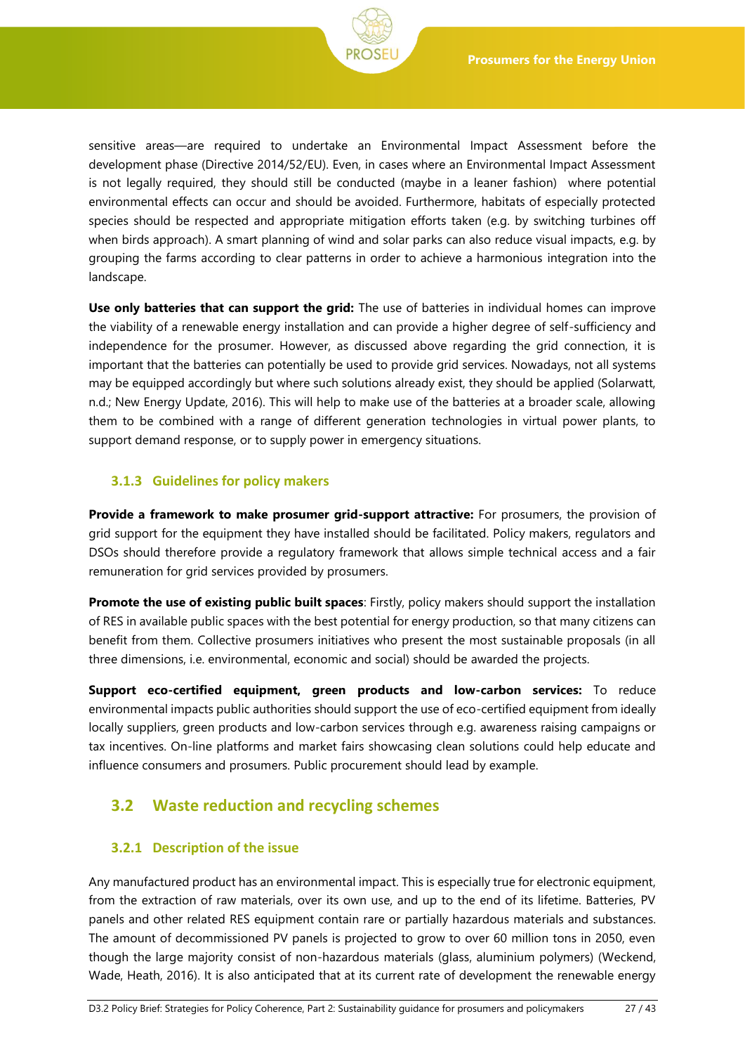sensitive areas—are required to undertake an Environmental Impact Assessment before the development phase (Directive 2014/52/EU). Even, in cases where an Environmental Impact Assessment is not legally required, they should still be conducted (maybe in a leaner fashion) where potential environmental effects can occur and should be avoided. Furthermore, habitats of especially protected species should be respected and appropriate mitigation efforts taken (e.g. by switching turbines off when birds approach). A smart planning of wind and solar parks can also reduce visual impacts, e.g. by grouping the farms according to clear patterns in order to achieve a harmonious integration into the landscape.

**Use only batteries that can support the grid:** The use of batteries in individual homes can improve the viability of a renewable energy installation and can provide a higher degree of self-sufficiency and independence for the prosumer. However, as discussed above regarding the grid connection, it is important that the batteries can potentially be used to provide grid services. Nowadays, not all systems may be equipped accordingly but where such solutions already exist, they should be applied (Solarwatt, n.d.; New Energy Update, 2016). This will help to make use of the batteries at a broader scale, allowing them to be combined with a range of different generation technologies in virtual power plants, to support demand response, or to supply power in emergency situations.

### 3.1.3 Guidelines for policy makers

**Provide a framework to make prosumer grid-support attractive:** For prosumers, the provision of grid support for the equipment they have installed should be facilitated. Policy makers, regulators and DSOs should therefore provide a regulatory framework that allows simple technical access and a fair remuneration for grid services provided by prosumers.

**Promote the use of existing public built spaces**: Firstly, policy makers should support the installation of RES in available public spaces with the best potential for energy production, so that many citizens can benefit from them. Collective prosumers initiatives who present the most sustainable proposals (in all three dimensions, i.e. environmental, economic and social) should be awarded the projects.

**Support eco-certified equipment, green products and low-carbon services:** To reduce environmental impacts public authorities should support the use of eco-certified equipment from ideally locally suppliers, green products and low-carbon services through e.g. awareness raising campaigns or tax incentives. On-line platforms and market fairs showcasing clean solutions could help educate and influence consumers and prosumers. Public procurement should lead by example.

## 3.2 Waste reduction and recycling schemes

### 3.2.1 Description of the issue

Any manufactured product has an environmental impact. This is especially true for electronic equipment, from the extraction of raw materials, over its own use, and up to the end of its lifetime. Batteries, PV panels and other related RES equipment contain rare or partially hazardous materials and substances. The amount of decommissioned PV panels is projected to grow to over 60 million tons in 2050, even though the large majority consist of non-hazardous materials (glass, aluminium polymers) (Weckend, Wade, Heath, 2016). It is also anticipated that at its current rate of development the renewable energy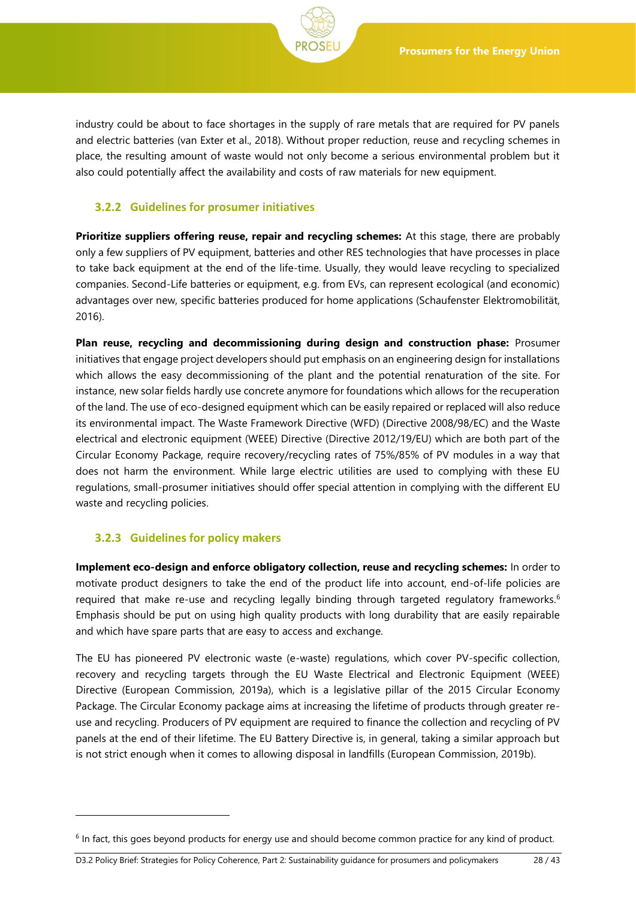industry could be about to face shortages in the supply of rare metals that are required for PV panels and electric batteries (van Exter et al., 2018). Without proper reduction, reuse and recycling schemes in place, the resulting amount of waste would not only become a serious environmental problem but it also could potentially affect the availability and costs of raw materials for new equipment.

### 3.2.2 Guidelines for prosumer initiatives

**Prioritize suppliers offering reuse, repair and recycling schemes:** At this stage, there are probably only a few suppliers of PV equipment, batteries and other RES technologies that have processes in place to take back equipment at the end of the life-time. Usually, they would leave recycling to specialized companies. Second-Life batteries or equipment, e.g. from EVs, can represent ecological (and economic) advantages over new, specific batteries produced for home applications (Schaufenster Elektromobilität, 2016).

**Plan reuse, recycling and decommissioning during design and construction phase:** Prosumer initiatives that engage project developers should put emphasis on an engineering design for installations which allows the easy decommissioning of the plant and the potential renaturation of the site. For instance, new solar fields hardly use concrete anymore for foundations which allows for the recuperation of the land. The use of eco-designed equipment which can be easily repaired or replaced will also reduce its environmental impact. The Waste Framework Directive (WFD) (Directive 2008/98/EC) and the Waste electrical and electronic equipment (WEEE) Directive (Directive 2012/19/EU) which are both part of the Circular Economy Package, require recovery/recycling rates of 75%/85% of PV modules in a way that does not harm the environment. While large electric utilities are used to complying with these EU regulations, small-prosumer initiatives should offer special attention in complying with the different EU waste and recycling policies.

### 3.2.3 Guidelines for policy makers

**Implement eco-design and enforce obligatory collection, reuse and recycling schemes:** In order to motivate product designers to take the end of the product life into account, end-of-life policies are required that make re-use and recycling legally binding through targeted regulatory frameworks.[6] Emphasis should be put on using high quality products with long durability that are easily repairable and which have spare parts that are easy to access and exchange.

The EU has pioneered PV electronic waste (e-waste) regulations, which cover PV-specific collection, recovery and recycling targets through the EU Waste Electrical and Electronic Equipment (WEEE) Directive (European Commission, 2019a), which is a legislative pillar of the 2015 Circular Economy Package. The Circular Economy package aims at increasing the lifetime of products through greater re-use and recycling. Producers of PV equipment are required to finance the collection and recycling of PV panels at the end of their lifetime. The EU Battery Directive is, in general, taking a similar approach but is not strict enough when it comes to allowing disposal in landfills (European Commission, 2019b).

[6] In fact, this goes beyond products for energy use and should become common practice for any kind of product.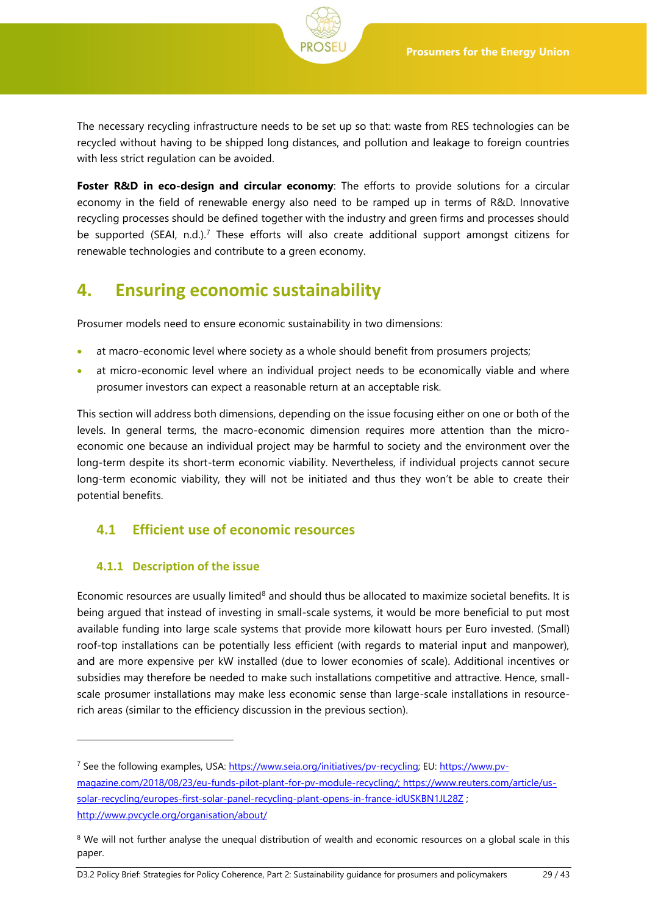The necessary recycling infrastructure needs to be set up so that: waste from RES technologies can be recycled without having to be shipped long distances, and pollution and leakage to foreign countries with less strict regulation can be avoided.

**Foster R&D in eco-design and circular economy**: The efforts to provide solutions for a circular economy in the field of renewable energy also need to be ramped up in terms of R&D. Innovative recycling processes should be defined together with the industry and green firms and processes should be supported (SEAI, n.d.).[7] These efforts will also create additional support amongst citizens for renewable technologies and contribute to a green economy.

# 4. Ensuring economic sustainability

Prosumer models need to ensure economic sustainability in two dimensions:

- at macro-economic level where society as a whole should benefit from prosumers projects;
- at micro-economic level where an individual project needs to be economically viable and where prosumer investors can expect a reasonable return at an acceptable risk.

This section will address both dimensions, depending on the issue focusing either on one or both of the levels. In general terms, the macro-economic dimension requires more attention than the micro-economic one because an individual project may be harmful to society and the environment over the long-term despite its short-term economic viability. Nevertheless, if individual projects cannot secure long-term economic viability, they will not be initiated and thus they won't be able to create their potential benefits.

## 4.1 Efficient use of economic resources

### 4.1.1 Description of the issue

Economic resources are usually limited[8] and should thus be allocated to maximize societal benefits. It is being argued that instead of investing in small-scale systems, it would be more beneficial to put most available funding into large scale systems that provide more kilowatt hours per Euro invested. (Small) roof-top installations can be potentially less efficient (with regards to material input and manpower), and are more expensive per kW installed (due to lower economies of scale). Additional incentives or subsidies may therefore be needed to make such installations competitive and attractive. Hence, small-scale prosumer installations may make less economic sense than large-scale installations in resource-rich areas (similar to the efficiency discussion in the previous section).

---

[7] See the following examples, USA: https://www.seia.org/initiatives/pv-recycling; EU: https://www.pv-magazine.com/2018/08/23/eu-funds-pilot-plant-for-pv-module-recycling/; https://www.reuters.com/article/us-solar-recycling/europes-first-solar-panel-recycling-plant-opens-in-france-idUSKBN1JL28Z ; http://www.pvcycle.org/organisation/about/

[8] We will not further analyse the unequal distribution of wealth and economic resources on a global scale in this paper.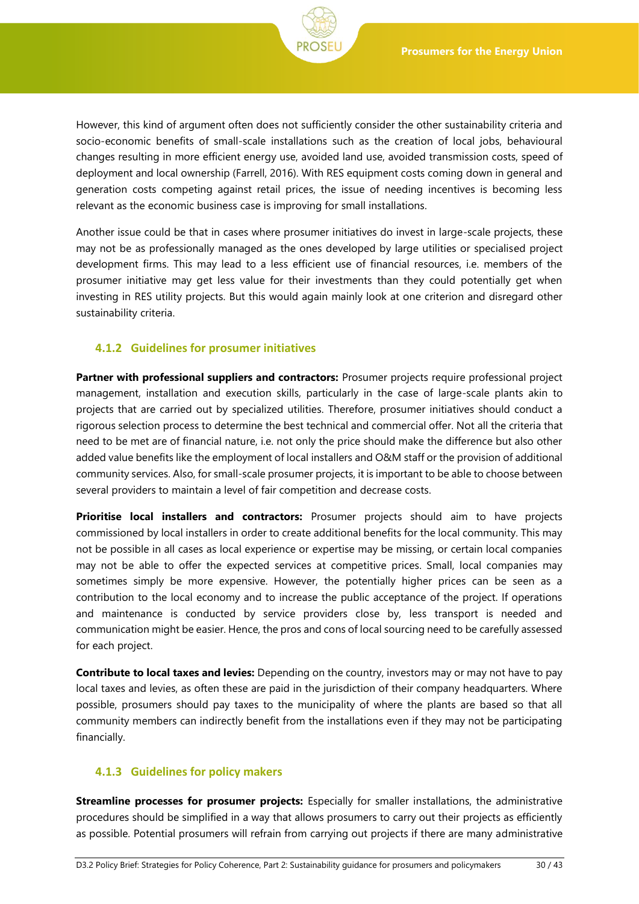However, this kind of argument often does not sufficiently consider the other sustainability criteria and socio-economic benefits of small-scale installations such as the creation of local jobs, behavioural changes resulting in more efficient energy use, avoided land use, avoided transmission costs, speed of deployment and local ownership (Farrell, 2016). With RES equipment costs coming down in general and generation costs competing against retail prices, the issue of needing incentives is becoming less relevant as the economic business case is improving for small installations.

Another issue could be that in cases where prosumer initiatives do invest in large-scale projects, these may not be as professionally managed as the ones developed by large utilities or specialised project development firms. This may lead to a less efficient use of financial resources, i.e. members of the prosumer initiative may get less value for their investments than they could potentially get when investing in RES utility projects. But this would again mainly look at one criterion and disregard other sustainability criteria.

### 4.1.2 Guidelines for prosumer initiatives

**Partner with professional suppliers and contractors:** Prosumer projects require professional project management, installation and execution skills, particularly in the case of large-scale plants akin to projects that are carried out by specialized utilities. Therefore, prosumer initiatives should conduct a rigorous selection process to determine the best technical and commercial offer. Not all the criteria that need to be met are of financial nature, i.e. not only the price should make the difference but also other added value benefits like the employment of local installers and O&M staff or the provision of additional community services. Also, for small-scale prosumer projects, it is important to be able to choose between several providers to maintain a level of fair competition and decrease costs.

**Prioritise local installers and contractors:** Prosumer projects should aim to have projects commissioned by local installers in order to create additional benefits for the local community. This may not be possible in all cases as local experience or expertise may be missing, or certain local companies may not be able to offer the expected services at competitive prices. Small, local companies may sometimes simply be more expensive. However, the potentially higher prices can be seen as a contribution to the local economy and to increase the public acceptance of the project. If operations and maintenance is conducted by service providers close by, less transport is needed and communication might be easier. Hence, the pros and cons of local sourcing need to be carefully assessed for each project.

**Contribute to local taxes and levies:** Depending on the country, investors may or may not have to pay local taxes and levies, as often these are paid in the jurisdiction of their company headquarters. Where possible, prosumers should pay taxes to the municipality of where the plants are based so that all community members can indirectly benefit from the installations even if they may not be participating financially.

### 4.1.3 Guidelines for policy makers

**Streamline processes for prosumer projects:** Especially for smaller installations, the administrative procedures should be simplified in a way that allows prosumers to carry out their projects as efficiently as possible. Potential prosumers will refrain from carrying out projects if there are many administrative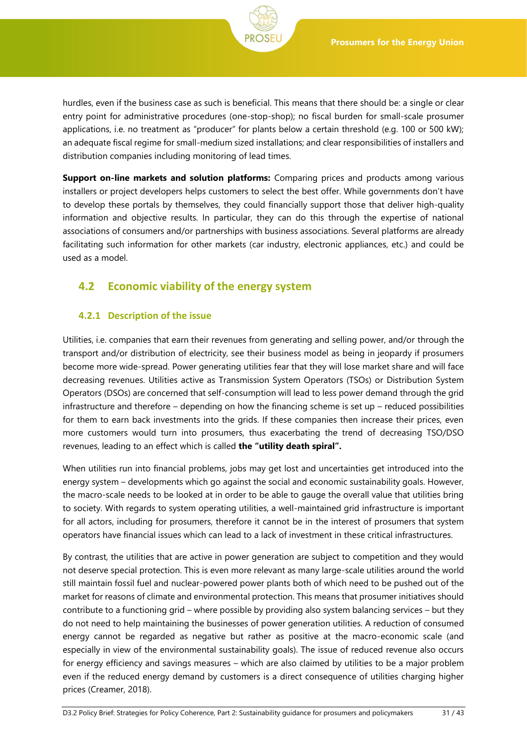hurdles, even if the business case as such is beneficial. This means that there should be: a single or clear entry point for administrative procedures (one-stop-shop); no fiscal burden for small-scale prosumer applications, i.e. no treatment as "producer" for plants below a certain threshold (e.g. 100 or 500 kW); an adequate fiscal regime for small-medium sized installations; and clear responsibilities of installers and distribution companies including monitoring of lead times.

**Support on-line markets and solution platforms:** Comparing prices and products among various installers or project developers helps customers to select the best offer. While governments don't have to develop these portals by themselves, they could financially support those that deliver high-quality information and objective results. In particular, they can do this through the expertise of national associations of consumers and/or partnerships with business associations. Several platforms are already facilitating such information for other markets (car industry, electronic appliances, etc.) and could be used as a model.

## 4.2 Economic viability of the energy system

### 4.2.1 Description of the issue

Utilities, i.e. companies that earn their revenues from generating and selling power, and/or through the transport and/or distribution of electricity, see their business model as being in jeopardy if prosumers become more wide-spread. Power generating utilities fear that they will lose market share and will face decreasing revenues. Utilities active as Transmission System Operators (TSOs) or Distribution System Operators (DSOs) are concerned that self-consumption will lead to less power demand through the grid infrastructure and therefore – depending on how the financing scheme is set up – reduced possibilities for them to earn back investments into the grids. If these companies then increase their prices, even more customers would turn into prosumers, thus exacerbating the trend of decreasing TSO/DSO revenues, leading to an effect which is called **the "utility death spiral".**

When utilities run into financial problems, jobs may get lost and uncertainties get introduced into the energy system – developments which go against the social and economic sustainability goals. However, the macro-scale needs to be looked at in order to be able to gauge the overall value that utilities bring to society. With regards to system operating utilities, a well-maintained grid infrastructure is important for all actors, including for prosumers, therefore it cannot be in the interest of prosumers that system operators have financial issues which can lead to a lack of investment in these critical infrastructures.

By contrast, the utilities that are active in power generation are subject to competition and they would not deserve special protection. This is even more relevant as many large-scale utilities around the world still maintain fossil fuel and nuclear-powered power plants both of which need to be pushed out of the market for reasons of climate and environmental protection. This means that prosumer initiatives should contribute to a functioning grid – where possible by providing also system balancing services – but they do not need to help maintaining the businesses of power generation utilities. A reduction of consumed energy cannot be regarded as negative but rather as positive at the macro-economic scale (and especially in view of the environmental sustainability goals). The issue of reduced revenue also occurs for energy efficiency and savings measures – which are also claimed by utilities to be a major problem even if the reduced energy demand by customers is a direct consequence of utilities charging higher prices (Creamer, 2018).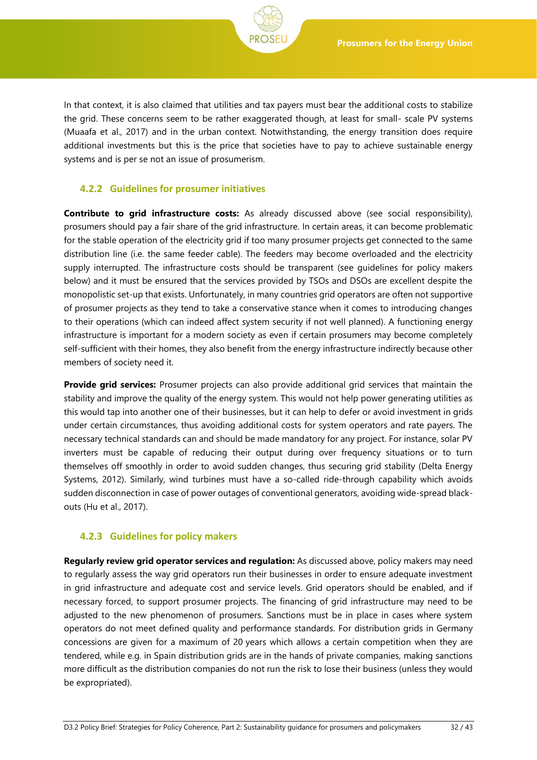In that context, it is also claimed that utilities and tax payers must bear the additional costs to stabilize the grid. These concerns seem to be rather exaggerated though, at least for small- scale PV systems (Muaafa et al., 2017) and in the urban context. Notwithstanding, the energy transition does require additional investments but this is the price that societies have to pay to achieve sustainable energy systems and is per se not an issue of prosumerism.

### 4.2.2 Guidelines for prosumer initiatives

**Contribute to grid infrastructure costs:** As already discussed above (see social responsibility), prosumers should pay a fair share of the grid infrastructure. In certain areas, it can become problematic for the stable operation of the electricity grid if too many prosumer projects get connected to the same distribution line (i.e. the same feeder cable). The feeders may become overloaded and the electricity supply interrupted. The infrastructure costs should be transparent (see guidelines for policy makers below) and it must be ensured that the services provided by TSOs and DSOs are excellent despite the monopolistic set-up that exists. Unfortunately, in many countries grid operators are often not supportive of prosumer projects as they tend to take a conservative stance when it comes to introducing changes to their operations (which can indeed affect system security if not well planned). A functioning energy infrastructure is important for a modern society as even if certain prosumers may become completely self-sufficient with their homes, they also benefit from the energy infrastructure indirectly because other members of society need it.

**Provide grid services:** Prosumer projects can also provide additional grid services that maintain the stability and improve the quality of the energy system. This would not help power generating utilities as this would tap into another one of their businesses, but it can help to defer or avoid investment in grids under certain circumstances, thus avoiding additional costs for system operators and rate payers. The necessary technical standards can and should be made mandatory for any project. For instance, solar PV inverters must be capable of reducing their output during over frequency situations or to turn themselves off smoothly in order to avoid sudden changes, thus securing grid stability (Delta Energy Systems, 2012). Similarly, wind turbines must have a so-called ride-through capability which avoids sudden disconnection in case of power outages of conventional generators, avoiding wide-spread black-outs (Hu et al., 2017).

### 4.2.3 Guidelines for policy makers

**Regularly review grid operator services and regulation:** As discussed above, policy makers may need to regularly assess the way grid operators run their businesses in order to ensure adequate investment in grid infrastructure and adequate cost and service levels. Grid operators should be enabled, and if necessary forced, to support prosumer projects. The financing of grid infrastructure may need to be adjusted to the new phenomenon of prosumers. Sanctions must be in place in cases where system operators do not meet defined quality and performance standards. For distribution grids in Germany concessions are given for a maximum of 20 years which allows a certain competition when they are tendered, while e.g. in Spain distribution grids are in the hands of private companies, making sanctions more difficult as the distribution companies do not run the risk to lose their business (unless they would be expropriated).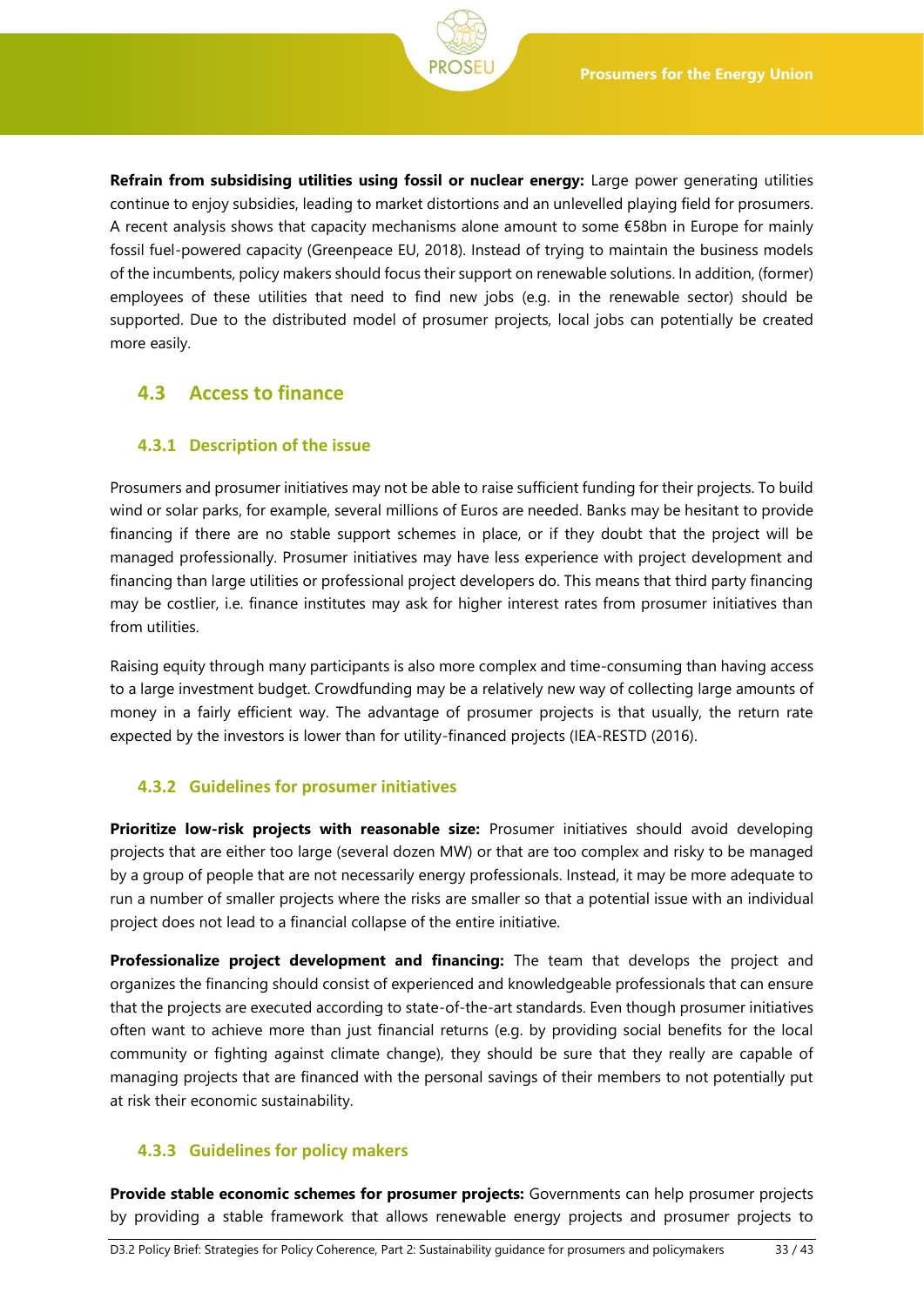**Refrain from subsidising utilities using fossil or nuclear energy:** Large power generating utilities continue to enjoy subsidies, leading to market distortions and an unlevelled playing field for prosumers. A recent analysis shows that capacity mechanisms alone amount to some €58bn in Europe for mainly fossil fuel-powered capacity (Greenpeace EU, 2018). Instead of trying to maintain the business models of the incumbents, policy makers should focus their support on renewable solutions. In addition, (former) employees of these utilities that need to find new jobs (e.g. in the renewable sector) should be supported. Due to the distributed model of prosumer projects, local jobs can potentially be created more easily.

## 4.3 Access to finance

### 4.3.1 Description of the issue

Prosumers and prosumer initiatives may not be able to raise sufficient funding for their projects. To build wind or solar parks, for example, several millions of Euros are needed. Banks may be hesitant to provide financing if there are no stable support schemes in place, or if they doubt that the project will be managed professionally. Prosumer initiatives may have less experience with project development and financing than large utilities or professional project developers do. This means that third party financing may be costlier, i.e. finance institutes may ask for higher interest rates from prosumer initiatives than from utilities.

Raising equity through many participants is also more complex and time-consuming than having access to a large investment budget. Crowdfunding may be a relatively new way of collecting large amounts of money in a fairly efficient way. The advantage of prosumer projects is that usually, the return rate expected by the investors is lower than for utility-financed projects (IEA-RESTD (2016).

### 4.3.2 Guidelines for prosumer initiatives

**Prioritize low-risk projects with reasonable size:** Prosumer initiatives should avoid developing projects that are either too large (several dozen MW) or that are too complex and risky to be managed by a group of people that are not necessarily energy professionals. Instead, it may be more adequate to run a number of smaller projects where the risks are smaller so that a potential issue with an individual project does not lead to a financial collapse of the entire initiative.

**Professionalize project development and financing:** The team that develops the project and organizes the financing should consist of experienced and knowledgeable professionals that can ensure that the projects are executed according to state-of-the-art standards. Even though prosumer initiatives often want to achieve more than just financial returns (e.g. by providing social benefits for the local community or fighting against climate change), they should be sure that they really are capable of managing projects that are financed with the personal savings of their members to not potentially put at risk their economic sustainability.

### 4.3.3 Guidelines for policy makers

**Provide stable economic schemes for prosumer projects:** Governments can help prosumer projects by providing a stable framework that allows renewable energy projects and prosumer projects to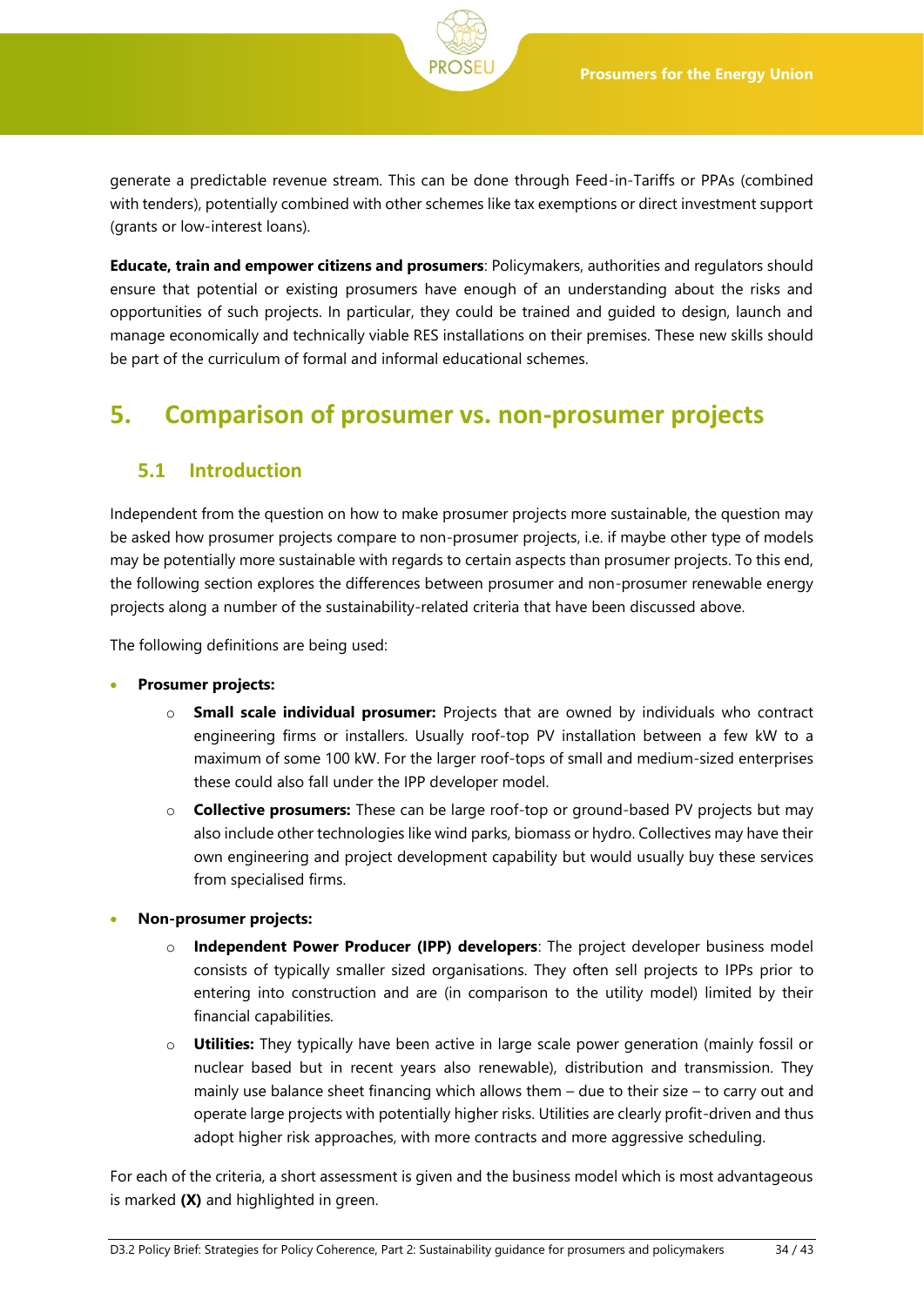generate a predictable revenue stream. This can be done through Feed-in-Tariffs or PPAs (combined with tenders), potentially combined with other schemes like tax exemptions or direct investment support (grants or low-interest loans).

**Educate, train and empower citizens and prosumers**: Policymakers, authorities and regulators should ensure that potential or existing prosumers have enough of an understanding about the risks and opportunities of such projects. In particular, they could be trained and guided to design, launch and manage economically and technically viable RES installations on their premises. These new skills should be part of the curriculum of formal and informal educational schemes.

# 5. Comparison of prosumer vs. non-prosumer projects

## 5.1 Introduction

Independent from the question on how to make prosumer projects more sustainable, the question may be asked how prosumer projects compare to non-prosumer projects, i.e. if maybe other type of models may be potentially more sustainable with regards to certain aspects than prosumer projects. To this end, the following section explores the differences between prosumer and non-prosumer renewable energy projects along a number of the sustainability-related criteria that have been discussed above.

The following definitions are being used:

- **Prosumer projects:**
  - **Small scale individual prosumer:** Projects that are owned by individuals who contract engineering firms or installers. Usually roof-top PV installation between a few kW to a maximum of some 100 kW. For the larger roof-tops of small and medium-sized enterprises these could also fall under the IPP developer model.
  - **Collective prosumers:** These can be large roof-top or ground-based PV projects but may also include other technologies like wind parks, biomass or hydro. Collectives may have their own engineering and project development capability but would usually buy these services from specialised firms.
- **Non-prosumer projects:**
  - **Independent Power Producer (IPP) developers**: The project developer business model consists of typically smaller sized organisations. They often sell projects to IPPs prior to entering into construction and are (in comparison to the utility model) limited by their financial capabilities.
  - **Utilities:** They typically have been active in large scale power generation (mainly fossil or nuclear based but in recent years also renewable), distribution and transmission. They mainly use balance sheet financing which allows them – due to their size – to carry out and operate large projects with potentially higher risks. Utilities are clearly profit-driven and thus adopt higher risk approaches, with more contracts and more aggressive scheduling.

For each of the criteria, a short assessment is given and the business model which is most advantageous is marked **(X)** and highlighted in green.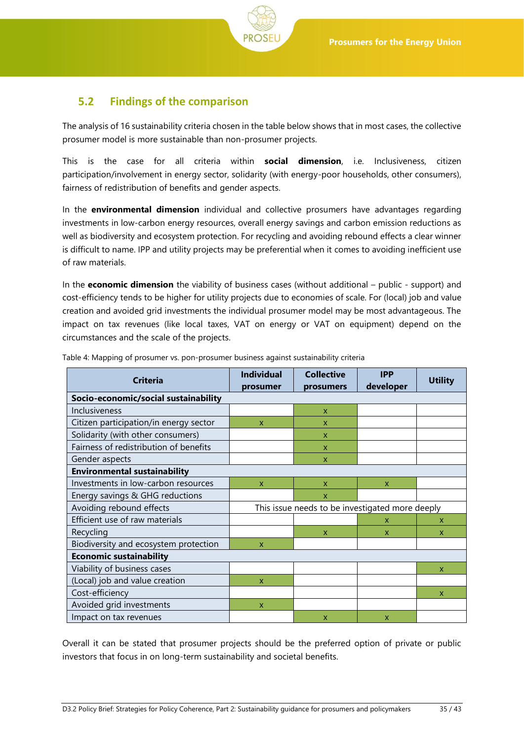## 5.2 Findings of the comparison

The analysis of 16 sustainability criteria chosen in the table below shows that in most cases, the collective prosumer model is more sustainable than non-prosumer projects.

This is the case for all criteria within **social dimension**, i.e. Inclusiveness, citizen participation/involvement in energy sector, solidarity (with energy-poor households, other consumers), fairness of redistribution of benefits and gender aspects.

In the **environmental dimension** individual and collective prosumers have advantages regarding investments in low-carbon energy resources, overall energy savings and carbon emission reductions as well as biodiversity and ecosystem protection. For recycling and avoiding rebound effects a clear winner is difficult to name. IPP and utility projects may be preferential when it comes to avoiding inefficient use of raw materials.

In the **economic dimension** the viability of business cases (without additional – public - support) and cost-efficiency tends to be higher for utility projects due to economies of scale. For (local) job and value creation and avoided grid investments the individual prosumer model may be most advantageous. The impact on tax revenues (like local taxes, VAT on energy or VAT on equipment) depend on the circumstances and the scale of the projects.

Table 4: Mapping of prosumer vs. pon-prosumer business against sustainability criteria

| Criteria | Individual prosumer | Collective prosumers | IPP developer | Utility |
|---|---|---|---|---|
| **Socio-economic/social sustainability** | | | | |
| Inclusiveness | | x | | |
| Citizen participation/in energy sector | x | x | | |
| Solidarity (with other consumers) | | x | | |
| Fairness of redistribution of benefits | | x | | |
| Gender aspects | | x | | |
| **Environmental sustainability** | | | | |
| Investments in low-carbon resources | x | x | x | |
| Energy savings & GHG reductions | | x | | |
| Avoiding rebound effects | This issue needs to be investigated more deeply | | | |
| Efficient use of raw materials | | | x | x |
| Recycling | | x | x | x |
| Biodiversity and ecosystem protection | x | | | |
| **Economic sustainability** | | | | |
| Viability of business cases | | | | x |
| (Local) job and value creation | x | | | |
| Cost-efficiency | | | | x |
| Avoided grid investments | x | | | |
| Impact on tax revenues | | x | x | |

Overall it can be stated that prosumer projects should be the preferred option of private or public investors that focus in on long-term sustainability and societal benefits.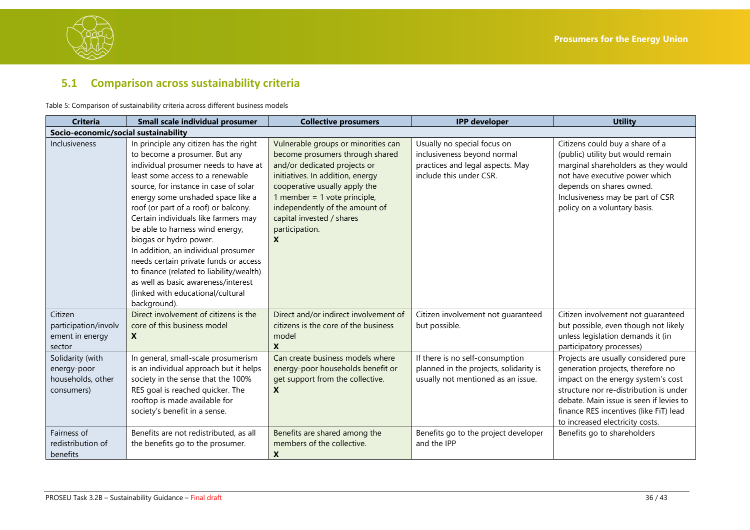## 5.1 Comparison across sustainability criteria

Table 5: Comparison of sustainability criteria across different business models

| Criteria | Small scale individual prosumer | Collective prosumers | IPP developer | Utility |
|---|---|---|---|---|
| **Socio-economic/social sustainability** | | | | |
| Inclusiveness | In principle any citizen has the right to become a prosumer. But any individual prosumer needs to have at least some access to a renewable source, for instance in case of solar energy some unshaded space like a roof (or part of a roof) or balcony. Certain individuals like farmers may be able to harness wind energy, biogas or hydro power. In addition, an individual prosumer needs certain private funds or access to finance (related to liability/wealth) as well as basic awareness/interest (linked with educational/cultural background). | Vulnerable groups or minorities can become prosumers through shared and/or dedicated projects or initiatives. In addition, energy cooperative usually apply the 1 member = 1 vote principle, independently of the amount of capital invested / shares participation. **X** | Usually no special focus on inclusiveness beyond normal practices and legal aspects. May include this under CSR. | Citizens could buy a share of a (public) utility but would remain marginal shareholders as they would not have executive power which depends on shares owned. Inclusiveness may be part of CSR policy on a voluntary basis. |
| Citizen participation/involvement in energy sector | Direct involvement of citizens is the core of this business model **X** | Direct and/or indirect involvement of citizens is the core of the business model **X** | Citizen involvement not guaranteed but possible. | Citizen involvement not guaranteed but possible, even though not likely unless legislation demands it (in participatory processes) |
| Solidarity (with energy-poor households, other consumers) | In general, small-scale prosumerism is an individual approach but it helps society in the sense that the 100% RES goal is reached quicker. The rooftop is made available for society's benefit in a sense. | Can create business models where energy-poor households benefit or get support from the collective. **X** | If there is no self-consumption planned in the projects, solidarity is usually not mentioned as an issue. | Projects are usually considered pure generation projects, therefore no impact on the energy system's cost structure nor re-distribution is under debate. Main issue is seen if levies to finance RES incentives (like FiT) lead to increased electricity costs. |
| Fairness of redistribution of benefits | Benefits are not redistributed, as all the benefits go to the prosumer. | Benefits are shared among the members of the collective. **X** | Benefits go to the project developer and the IPP | Benefits go to shareholders |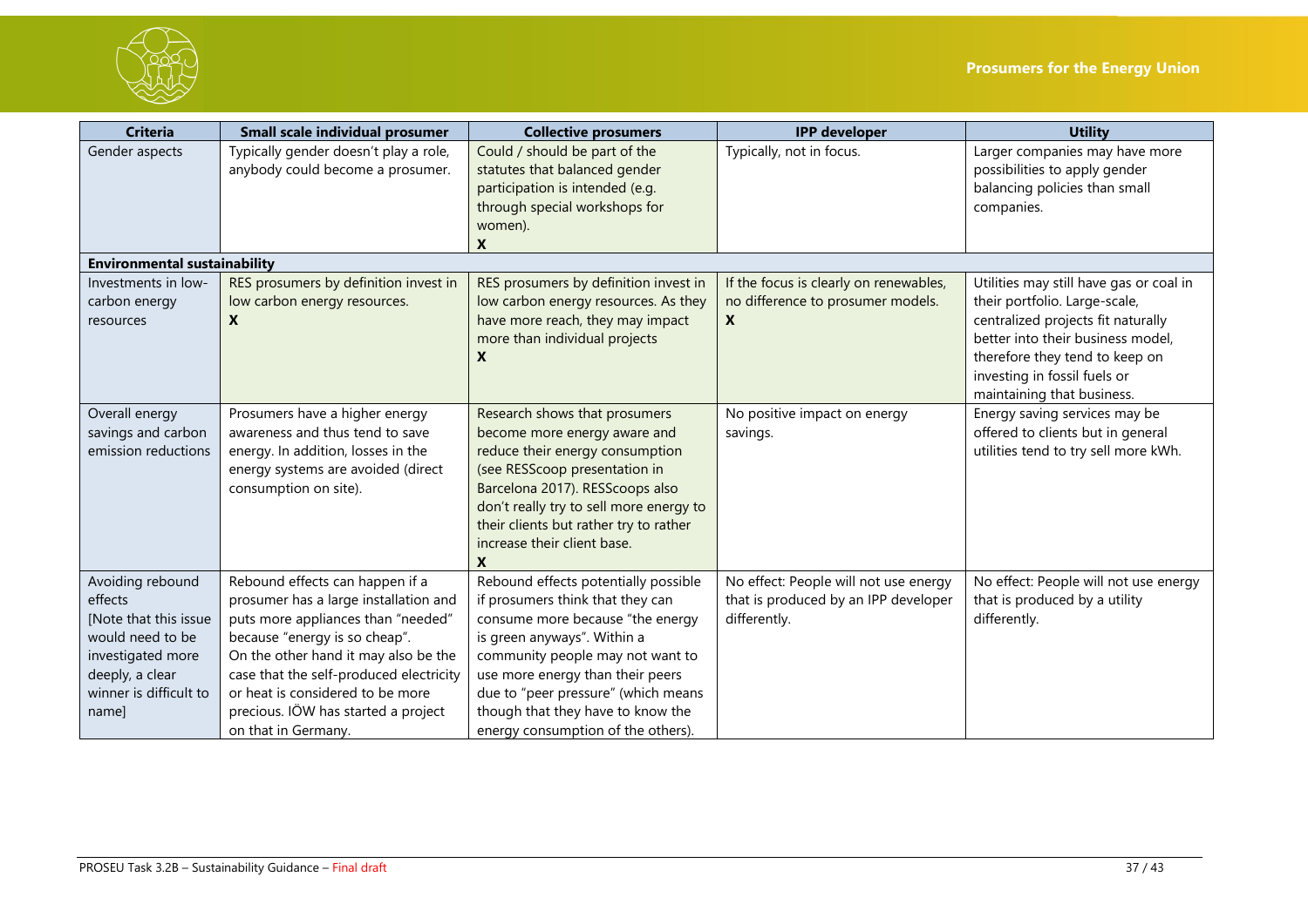| Criteria | Small scale individual prosumer | Collective prosumers | IPP developer | Utility |
|---|---|---|---|---|
| Gender aspects | Typically gender doesn't play a role, anybody could become a prosumer. | Could / should be part of the statutes that balanced gender participation is intended (e.g. through special workshops for women). **X** | Typically, not in focus. | Larger companies may have more possibilities to apply gender balancing policies than small companies. |
| **Environmental sustainability** | | | | |
| Investments in low-carbon energy resources | RES prosumers by definition invest in low carbon energy resources. **X** | RES prosumers by definition invest in low carbon energy resources. As they have more reach, they may impact more than individual projects **X** | If the focus is clearly on renewables, no difference to prosumer models. **X** | Utilities may still have gas or coal in their portfolio. Large-scale, centralized projects fit naturally better into their business model, therefore they tend to keep on investing in fossil fuels or maintaining that business. |
| Overall energy savings and carbon emission reductions | Prosumers have a higher energy awareness and thus tend to save energy. In addition, losses in the energy systems are avoided (direct consumption on site). | Research shows that prosumers become more energy aware and reduce their energy consumption (see RESScoop presentation in Barcelona 2017). RESScoops also don't really try to sell more energy to their clients but rather try to rather increase their client base. **X** | No positive impact on energy savings. | Energy saving services may be offered to clients but in general utilities tend to try sell more kWh. |
| Avoiding rebound effects [Note that this issue would need to be investigated more deeply, a clear winner is difficult to name] | Rebound effects can happen if a prosumer has a large installation and puts more appliances than "needed" because "energy is so cheap". On the other hand it may also be the case that the self-produced electricity or heat is considered to be more precious. IÖW has started a project on that in Germany. | Rebound effects potentially possible if prosumers think that they can consume more because "the energy is green anyways". Within a community people may not want to use more energy than their peers due to "peer pressure" (which means though that they have to know the energy consumption of the others). | No effect: People will not use energy that is produced by an IPP developer differently. | No effect: People will not use energy that is produced by a utility differently. |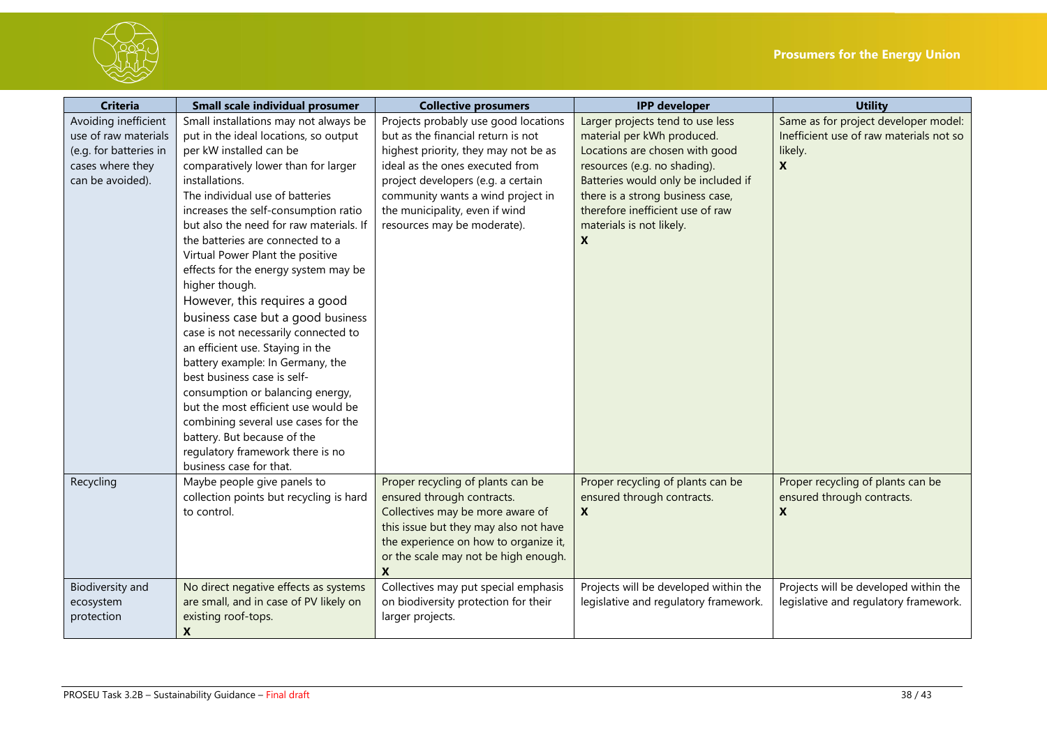| Criteria | Small scale individual prosumer | Collective prosumers | IPP developer | Utility |
|---|---|---|---|---|
| Avoiding inefficient use of raw materials (e.g. for batteries in cases where they can be avoided). | Small installations may not always be put in the ideal locations, so output per kW installed can be comparatively lower than for larger installations. The individual use of batteries increases the self-consumption ratio but also the need for raw materials. If the batteries are connected to a Virtual Power Plant the positive effects for the energy system may be higher though. However, this requires a good business case but a good business case is not necessarily connected to an efficient use. Staying in the battery example: In Germany, the best business case is self-consumption or balancing energy, but the most efficient use would be combining several use cases for the battery. But because of the regulatory framework there is no business case for that. | Projects probably use good locations but as the financial return is not highest priority, they may not be as ideal as the ones executed from project developers (e.g. a certain community wants a wind project in the municipality, even if wind resources may be moderate). | Larger projects tend to use less material per kWh produced. Locations are chosen with good resources (e.g. no shading). Batteries would only be included if there is a strong business case, therefore inefficient use of raw materials is not likely. **X** | Same as for project developer model: Inefficient use of raw materials not so likely. **X** |
| Recycling | Maybe people give panels to collection points but recycling is hard to control. | Proper recycling of plants can be ensured through contracts. Collectives may be more aware of this issue but they may also not have the experience on how to organize it, or the scale may not be high enough. **X** | Proper recycling of plants can be ensured through contracts. **X** | Proper recycling of plants can be ensured through contracts. **X** |
| Biodiversity and ecosystem protection | No direct negative effects as systems are small, and in case of PV likely on existing roof-tops. **X** | Collectives may put special emphasis on biodiversity protection for their larger projects. | Projects will be developed within the legislative and regulatory framework. | Projects will be developed within the legislative and regulatory framework. |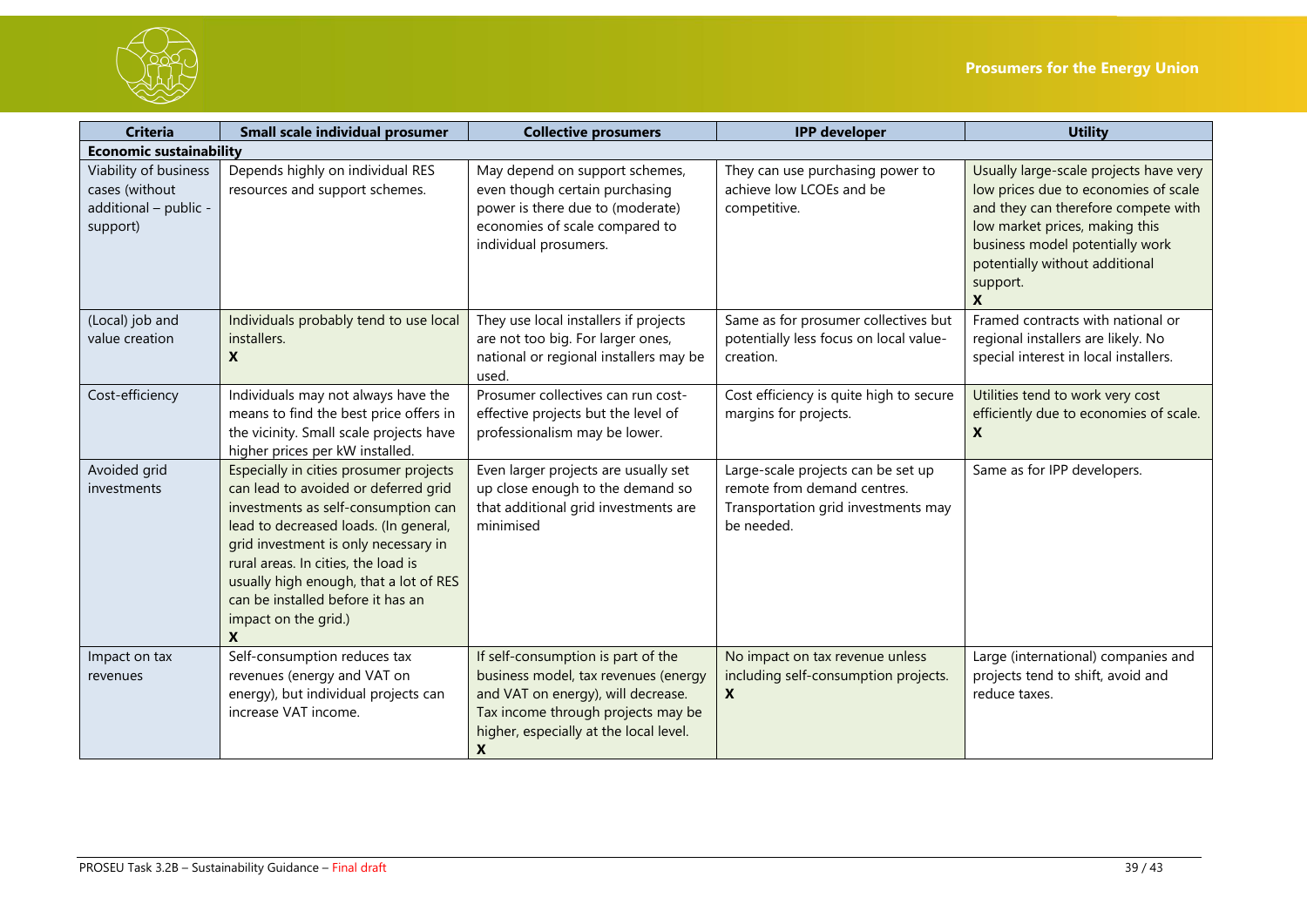| Criteria | Small scale individual prosumer | Collective prosumers | IPP developer | Utility |
|---|---|---|---|---|
| **Economic sustainability** | | | | |
| Viability of business cases (without additional – public - support) | Depends highly on individual RES resources and support schemes. | May depend on support schemes, even though certain purchasing power is there due to (moderate) economies of scale compared to individual prosumers. | They can use purchasing power to achieve low LCOEs and be competitive. | Usually large-scale projects have very low prices due to economies of scale and they can therefore compete with low market prices, making this business model potentially work potentially without additional support. **X** |
| (Local) job and value creation | Individuals probably tend to use local installers. **X** | They use local installers if projects are not too big. For larger ones, national or regional installers may be used. | Same as for prosumer collectives but potentially less focus on local value-creation. | Framed contracts with national or regional installers are likely. No special interest in local installers. |
| Cost-efficiency | Individuals may not always have the means to find the best price offers in the vicinity. Small scale projects have higher prices per kW installed. | Prosumer collectives can run cost-effective projects but the level of professionalism may be lower. | Cost efficiency is quite high to secure margins for projects. | Utilities tend to work very cost efficiently due to economies of scale. **X** |
| Avoided grid investments | Especially in cities prosumer projects can lead to avoided or deferred grid investments as self-consumption can lead to decreased loads. (In general, grid investment is only necessary in rural areas. In cities, the load is usually high enough, that a lot of RES can be installed before it has an impact on the grid.) **X** | Even larger projects are usually set up close enough to the demand so that additional grid investments are minimised | Large-scale projects can be set up remote from demand centres. Transportation grid investments may be needed. | Same as for IPP developers. |
| Impact on tax revenues | Self-consumption reduces tax revenues (energy and VAT on energy), but individual projects can increase VAT income. | If self-consumption is part of the business model, tax revenues (energy and VAT on energy), will decrease. Tax income through projects may be higher, especially at the local level. **X** | No impact on tax revenue unless including self-consumption projects. **X** | Large (international) companies and projects tend to shift, avoid and reduce taxes. |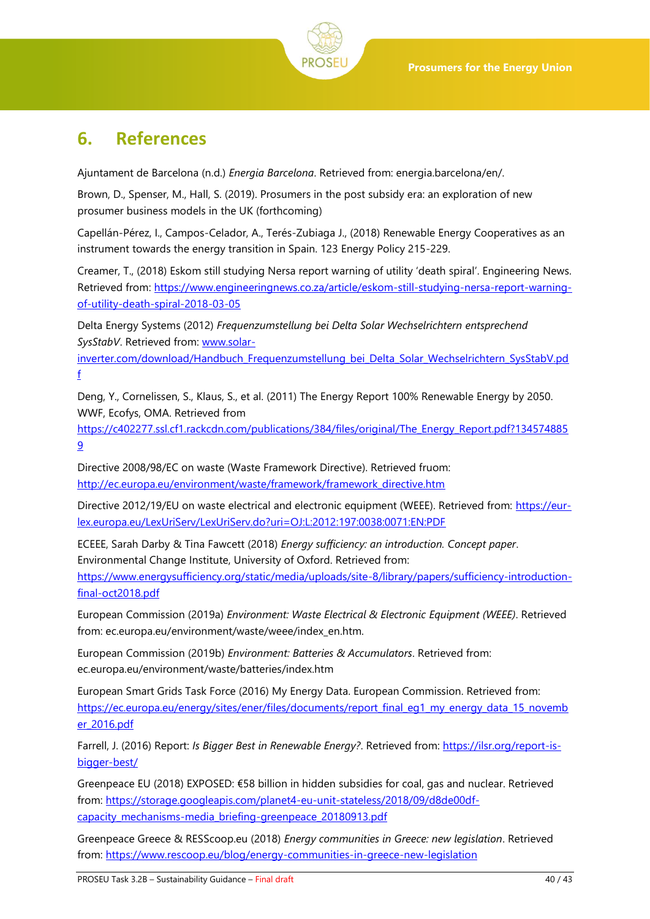## 6. References

Ajuntament de Barcelona (n.d.) *Energia Barcelona*. Retrieved from: energia.barcelona/en/.

Brown, D., Spenser, M., Hall, S. (2019). Prosumers in the post subsidy era: an exploration of new prosumer business models in the UK (forthcoming)

Capellán-Pérez, I., Campos-Celador, A., Terés-Zubiaga J., (2018) Renewable Energy Cooperatives as an instrument towards the energy transition in Spain. 123 Energy Policy 215-229.

Creamer, T., (2018) Eskom still studying Nersa report warning of utility 'death spiral'. Engineering News. Retrieved from: https://www.engineeringnews.co.za/article/eskom-still-studying-nersa-report-warning-of-utility-death-spiral-2018-03-05

Delta Energy Systems (2012) *Frequenzumstellung bei Delta Solar Wechselrichtern entsprechend SysStabV*. Retrieved from: www.solar-inverter.com/download/Handbuch_Frequenzumstellung_bei_Delta_Solar_Wechselrichtern_SysStabV.pdf

Deng, Y., Cornelissen, S., Klaus, S., et al. (2011) The Energy Report 100% Renewable Energy by 2050. WWF, Ecofys, OMA. Retrieved from https://c402277.ssl.cf1.rackcdn.com/publications/384/files/original/The_Energy_Report.pdf?1345748859

Directive 2008/98/EC on waste (Waste Framework Directive). Retrieved fruom: http://ec.europa.eu/environment/waste/framework/framework_directive.htm

Directive 2012/19/EU on waste electrical and electronic equipment (WEEE). Retrieved from: https://eur-lex.europa.eu/LexUriServ/LexUriServ.do?uri=OJ:L:2012:197:0038:0071:EN:PDF

ECEEE, Sarah Darby & Tina Fawcett (2018) *Energy sufficiency: an introduction. Concept paper*. Environmental Change Institute, University of Oxford. Retrieved from: https://www.energysufficiency.org/static/media/uploads/site-8/library/papers/sufficiency-introduction-final-oct2018.pdf

European Commission (2019a) *Environment: Waste Electrical & Electronic Equipment (WEEE)*. Retrieved from: ec.europa.eu/environment/waste/weee/index_en.htm.

European Commission (2019b) *Environment: Batteries & Accumulators*. Retrieved from: ec.europa.eu/environment/waste/batteries/index.htm

European Smart Grids Task Force (2016) My Energy Data. European Commission. Retrieved from: https://ec.europa.eu/energy/sites/ener/files/documents/report_final_eg1_my_energy_data_15_november_2016.pdf

Farrell, J. (2016) Report: *Is Bigger Best in Renewable Energy?*. Retrieved from: https://ilsr.org/report-is-bigger-best/

Greenpeace EU (2018) EXPOSED: €58 billion in hidden subsidies for coal, gas and nuclear. Retrieved from: https://storage.googleapis.com/planet4-eu-unit-stateless/2018/09/d8de00df-capacity_mechanisms-media_briefing-greenpeace_20180913.pdf

Greenpeace Greece & RESScoop.eu (2018) *Energy communities in Greece: new legislation*. Retrieved from: https://www.rescoop.eu/blog/energy-communities-in-greece-new-legislation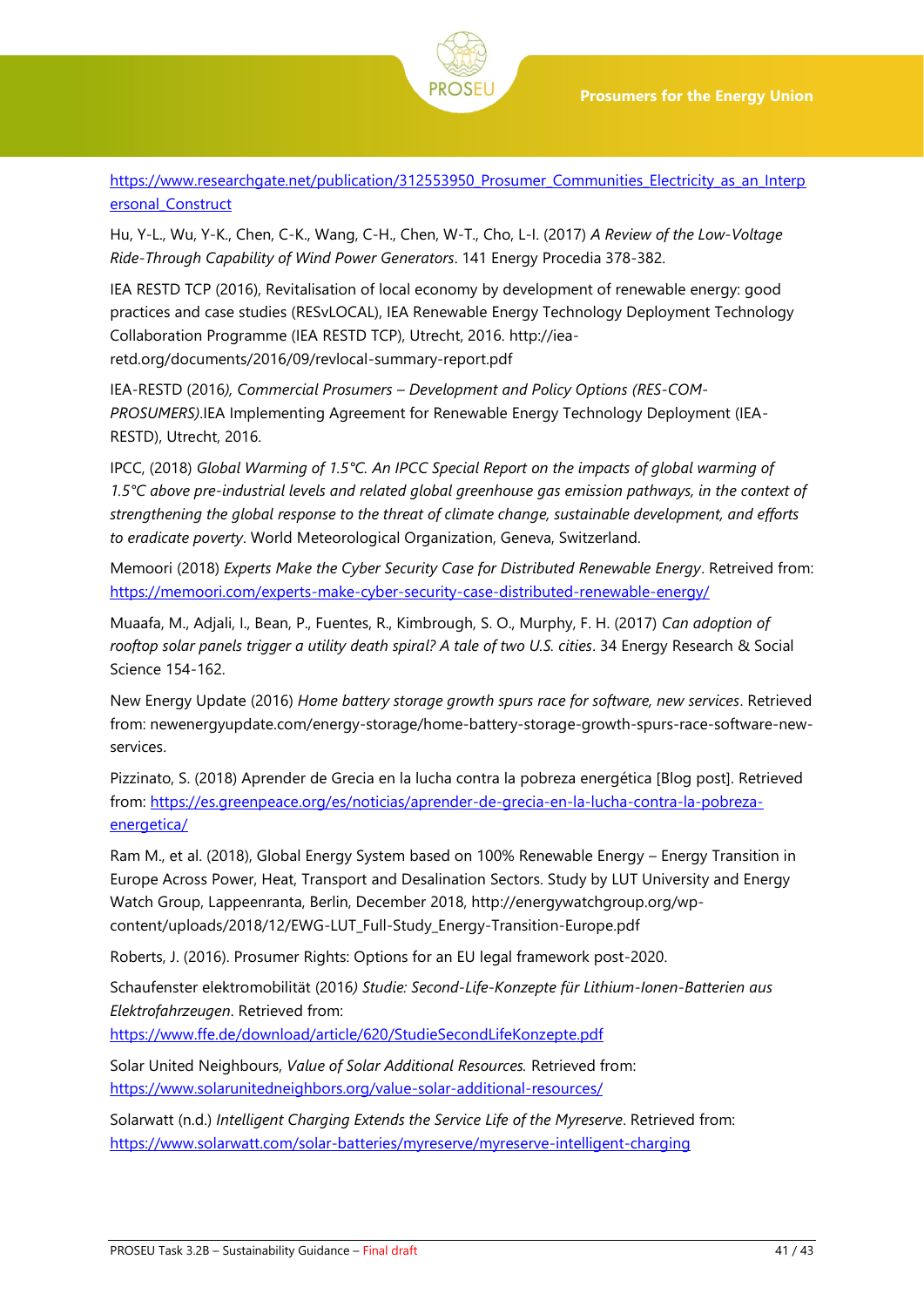https://www.researchgate.net/publication/312553950_Prosumer_Communities_Electricity_as_an_Interpersonal_Construct

Hu, Y-L., Wu, Y-K., Chen, C-K., Wang, C-H., Chen, W-T., Cho, L-I. (2017) *A Review of the Low-Voltage Ride-Through Capability of Wind Power Generators*. 141 Energy Procedia 378-382.

IEA RESTD TCP (2016), Revitalisation of local economy by development of renewable energy: good practices and case studies (RESvLOCAL), IEA Renewable Energy Technology Deployment Technology Collaboration Programme (IEA RESTD TCP), Utrecht, 2016. http://iea-retd.org/documents/2016/09/revlocal-summary-report.pdf

IEA-RESTD (2016*), Commercial Prosumers – Development and Policy Options (RES-COM-PROSUMERS)*.IEA Implementing Agreement for Renewable Energy Technology Deployment (IEA-RESTD), Utrecht, 2016.

IPCC, (2018) *Global Warming of 1.5°C. An IPCC Special Report on the impacts of global warming of 1.5°C above pre-industrial levels and related global greenhouse gas emission pathways, in the context of strengthening the global response to the threat of climate change, sustainable development, and efforts to eradicate poverty*. World Meteorological Organization, Geneva, Switzerland.

Memoori (2018) *Experts Make the Cyber Security Case for Distributed Renewable Energy*. Retreived from: https://memoori.com/experts-make-cyber-security-case-distributed-renewable-energy/

Muaafa, M., Adjali, I., Bean, P., Fuentes, R., Kimbrough, S. O., Murphy, F. H. (2017) *Can adoption of rooftop solar panels trigger a utility death spiral? A tale of two U.S. cities*. 34 Energy Research & Social Science 154-162.

New Energy Update (2016) *Home battery storage growth spurs race for software, new services*. Retrieved from: newenergyupdate.com/energy-storage/home-battery-storage-growth-spurs-race-software-new-services.

Pizzinato, S. (2018) Aprender de Grecia en la lucha contra la pobreza energética [Blog post]. Retrieved from: https://es.greenpeace.org/es/noticias/aprender-de-grecia-en-la-lucha-contra-la-pobreza-energetica/

Ram M., et al. (2018), Global Energy System based on 100% Renewable Energy – Energy Transition in Europe Across Power, Heat, Transport and Desalination Sectors. Study by LUT University and Energy Watch Group, Lappeenranta, Berlin, December 2018, http://energywatchgroup.org/wp-content/uploads/2018/12/EWG-LUT_Full-Study_Energy-Transition-Europe.pdf

Roberts, J. (2016). Prosumer Rights: Options for an EU legal framework post-2020.

Schaufenster elektromobilität (2016*) Studie: Second-Life-Konzepte für Lithium-Ionen-Batterien aus Elektrofahrzeugen*. Retrieved from: https://www.ffe.de/download/article/620/StudieSecondLifeKonzepte.pdf

Solar United Neighbours, *Value of Solar Additional Resources.* Retrieved from: https://www.solarunitedneighbors.org/value-solar-additional-resources/

Solarwatt (n.d.) *Intelligent Charging Extends the Service Life of the Myreserve*. Retrieved from: https://www.solarwatt.com/solar-batteries/myreserve/myreserve-intelligent-charging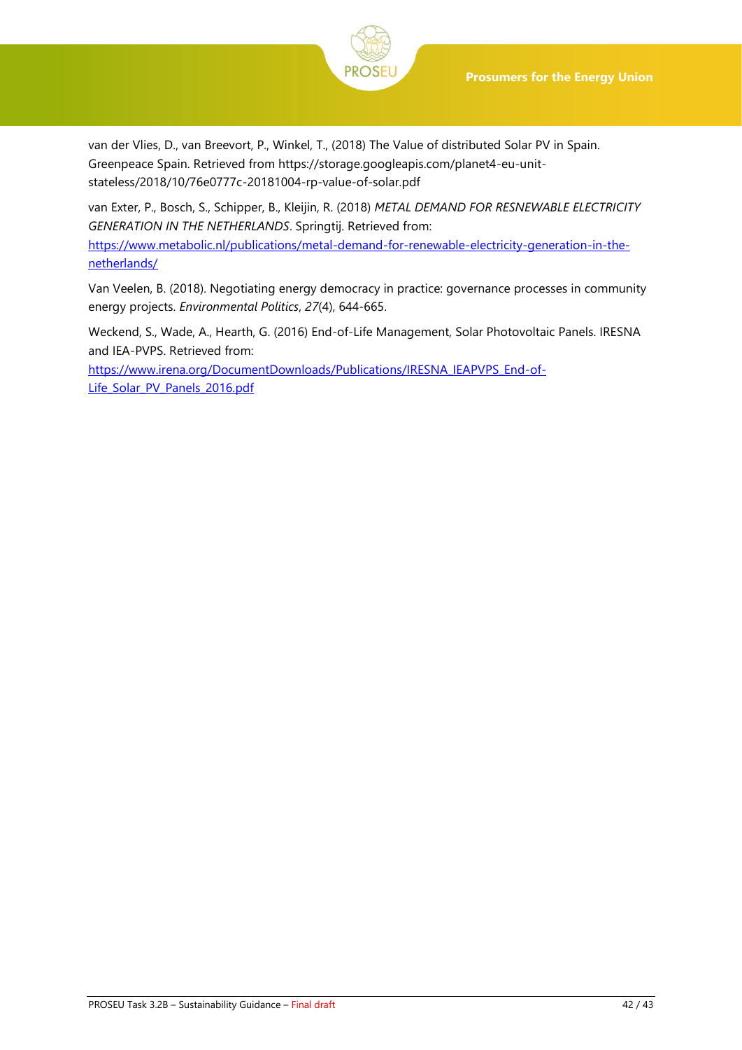van der Vlies, D., van Breevort, P., Winkel, T., (2018) The Value of distributed Solar PV in Spain. Greenpeace Spain. Retrieved from https://storage.googleapis.com/planet4-eu-unit-stateless/2018/10/76e0777c-20181004-rp-value-of-solar.pdf

van Exter, P., Bosch, S., Schipper, B., Kleijin, R. (2018) *METAL DEMAND FOR RESNEWABLE ELECTRICITY GENERATION IN THE NETHERLANDS*. Springtij. Retrieved from: https://www.metabolic.nl/publications/metal-demand-for-renewable-electricity-generation-in-the-netherlands/

Van Veelen, B. (2018). Negotiating energy democracy in practice: governance processes in community energy projects. *Environmental Politics*, *27*(4), 644-665.

Weckend, S., Wade, A., Hearth, G. (2016) End-of-Life Management, Solar Photovoltaic Panels. IRESNA and IEA-PVPS. Retrieved from: https://www.irena.org/DocumentDownloads/Publications/IRESNA_IEAPVPS_End-of-Life_Solar_PV_Panels_2016.pdf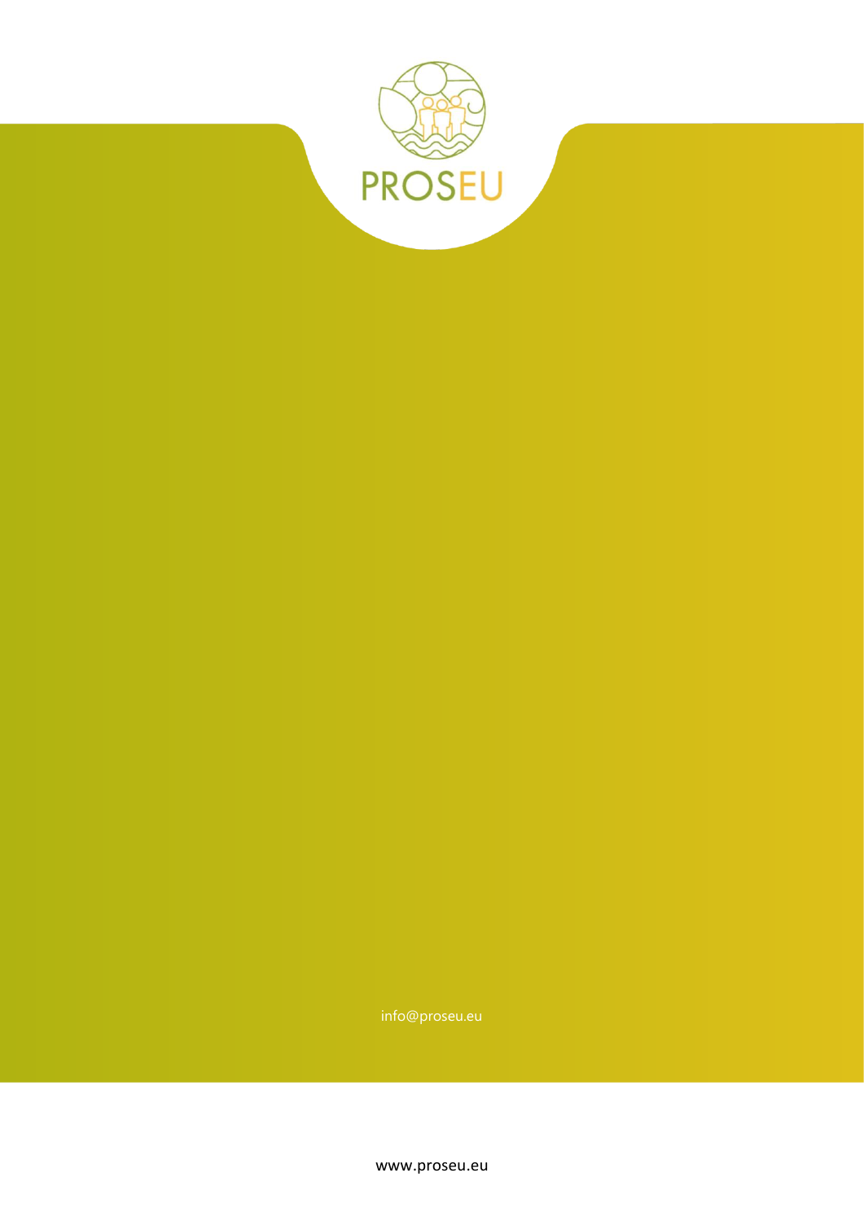PROSEU

info@proseu.eu

www.proseu.eu